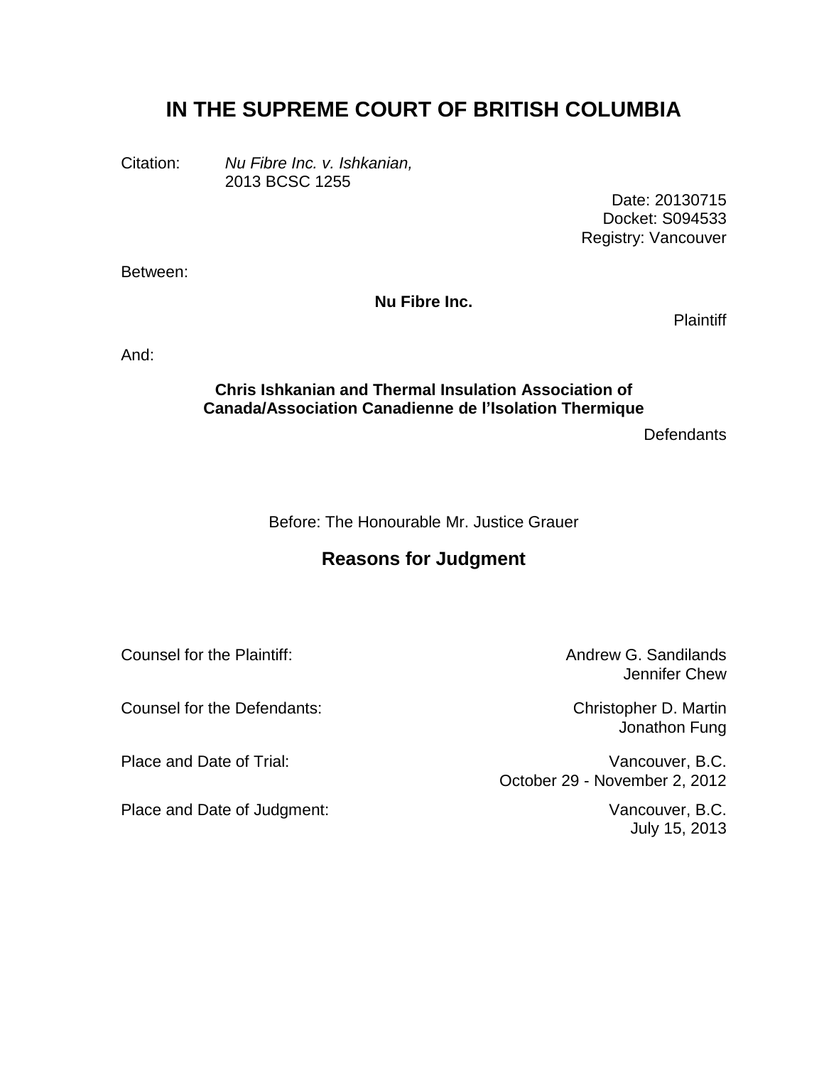# IN THE SUPREME COURT OF BRITISH COLUMBIA

Citation: *Nu Fibre Inc. v. Ishkanian,* 2013 BCSC 1255

Date: 20130715
Docket: S094533
Registry: Vancouver

Between:

**Nu Fibre Inc.**

Plaintiff

And:

**Chris Ishkanian and Thermal Insulation Association of Canada/Association Canadienne de l'Isolation Thermique**

Defendants

Before: The Honourable Mr. Justice Grauer

## Reasons for Judgment

| | |
|---|---|
| Counsel for the Plaintiff: | Andrew G. Sandilands<br>Jennifer Chew |
| Counsel for the Defendants: | Christopher D. Martin<br>Jonathon Fung |
| Place and Date of Trial: | Vancouver, B.C.<br>October 29 - November 2, 2012 |
| Place and Date of Judgment: | Vancouver, B.C.<br>July 15, 2013 |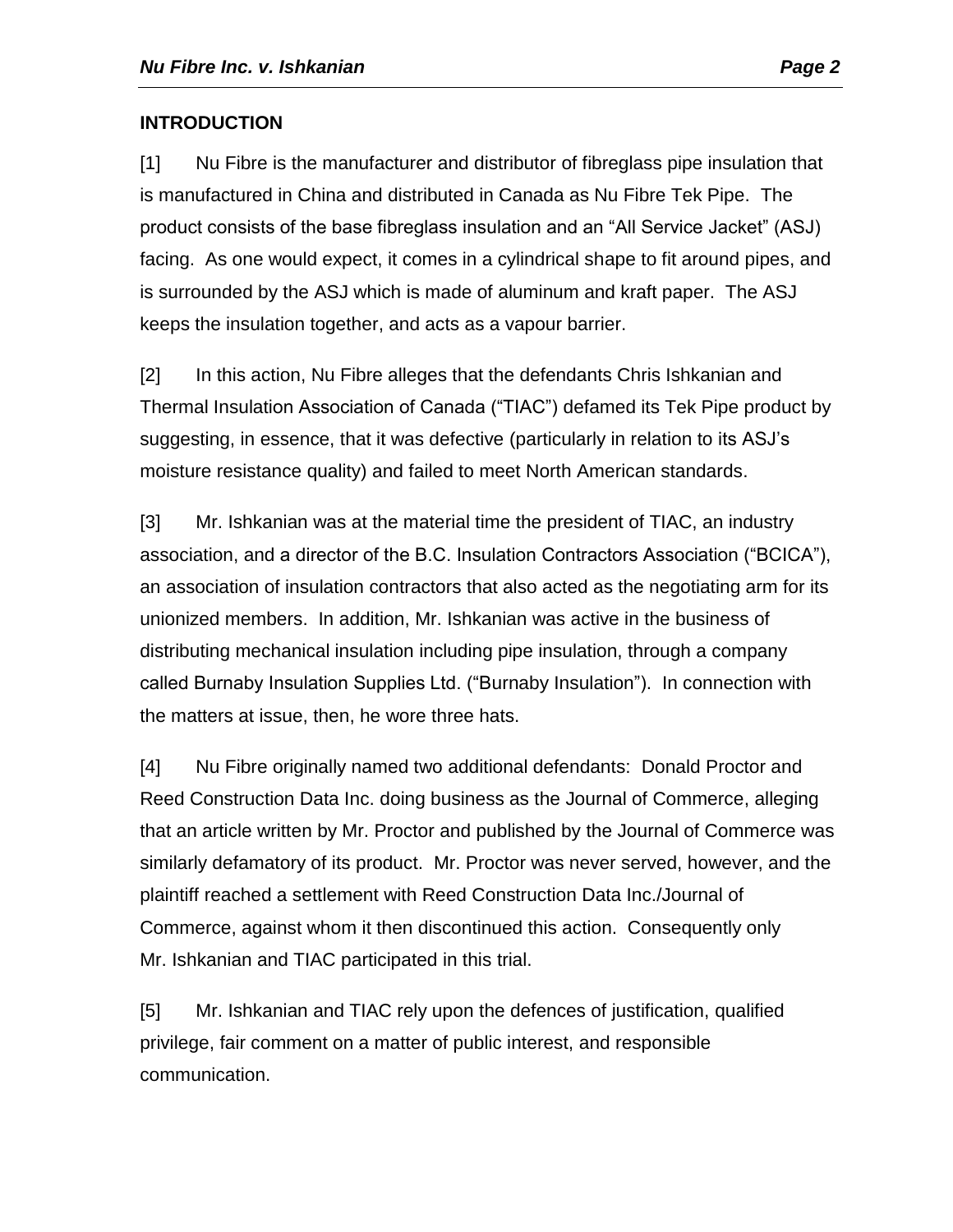## INTRODUCTION

[1] Nu Fibre is the manufacturer and distributor of fibreglass pipe insulation that is manufactured in China and distributed in Canada as Nu Fibre Tek Pipe. The product consists of the base fibreglass insulation and an "All Service Jacket" (ASJ) facing. As one would expect, it comes in a cylindrical shape to fit around pipes, and is surrounded by the ASJ which is made of aluminum and kraft paper. The ASJ keeps the insulation together, and acts as a vapour barrier.

[2] In this action, Nu Fibre alleges that the defendants Chris Ishkanian and Thermal Insulation Association of Canada ("TIAC") defamed its Tek Pipe product by suggesting, in essence, that it was defective (particularly in relation to its ASJ's moisture resistance quality) and failed to meet North American standards.

[3] Mr. Ishkanian was at the material time the president of TIAC, an industry association, and a director of the B.C. Insulation Contractors Association ("BCICA"), an association of insulation contractors that also acted as the negotiating arm for its unionized members. In addition, Mr. Ishkanian was active in the business of distributing mechanical insulation including pipe insulation, through a company called Burnaby Insulation Supplies Ltd. ("Burnaby Insulation"). In connection with the matters at issue, then, he wore three hats.

[4] Nu Fibre originally named two additional defendants: Donald Proctor and Reed Construction Data Inc. doing business as the Journal of Commerce, alleging that an article written by Mr. Proctor and published by the Journal of Commerce was similarly defamatory of its product. Mr. Proctor was never served, however, and the plaintiff reached a settlement with Reed Construction Data Inc./Journal of Commerce, against whom it then discontinued this action. Consequently only Mr. Ishkanian and TIAC participated in this trial.

[5] Mr. Ishkanian and TIAC rely upon the defences of justification, qualified privilege, fair comment on a matter of public interest, and responsible communication.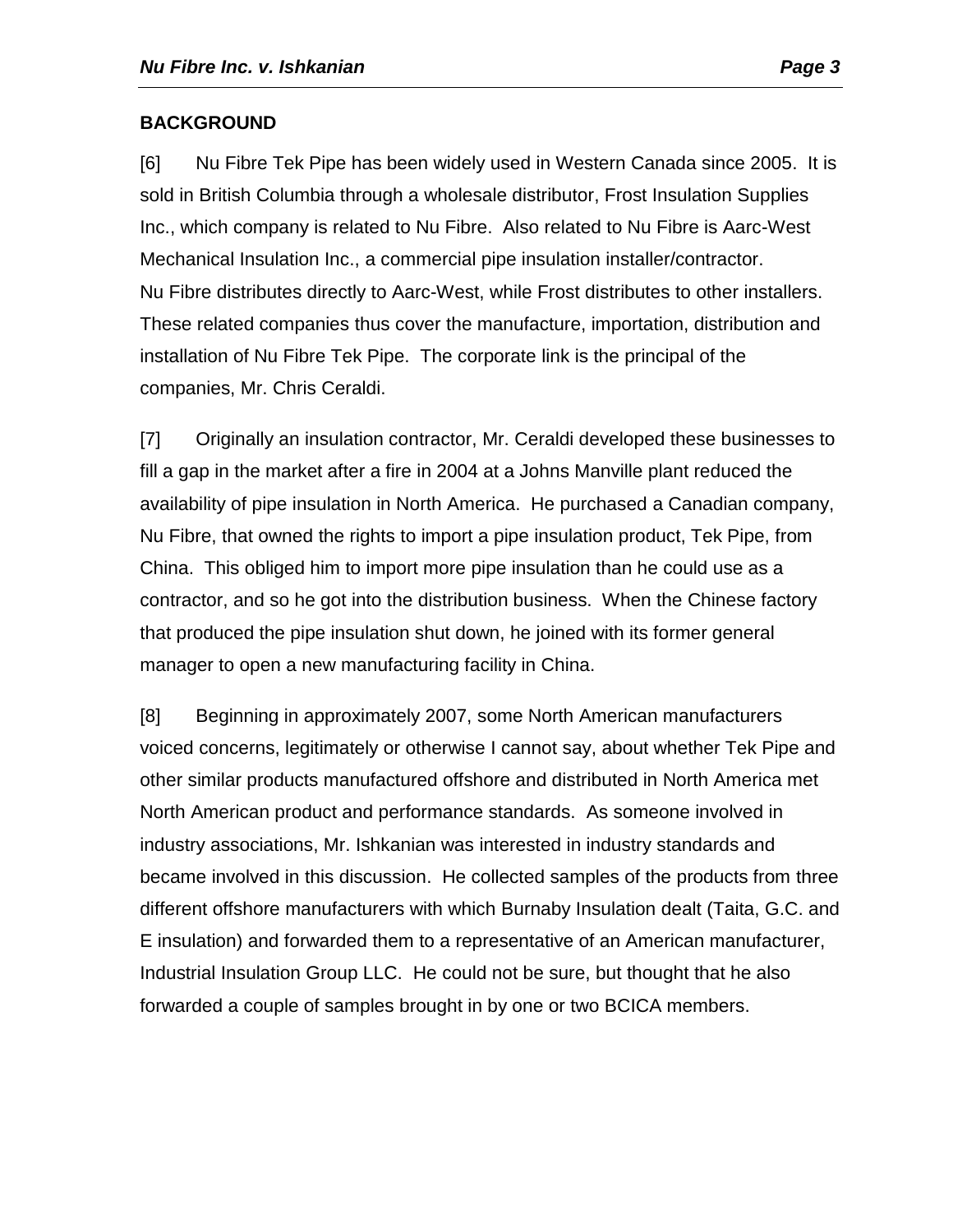## BACKGROUND

[6] Nu Fibre Tek Pipe has been widely used in Western Canada since 2005. It is sold in British Columbia through a wholesale distributor, Frost Insulation Supplies Inc., which company is related to Nu Fibre. Also related to Nu Fibre is Aarc-West Mechanical Insulation Inc., a commercial pipe insulation installer/contractor. Nu Fibre distributes directly to Aarc-West, while Frost distributes to other installers. These related companies thus cover the manufacture, importation, distribution and installation of Nu Fibre Tek Pipe. The corporate link is the principal of the companies, Mr. Chris Ceraldi.

[7] Originally an insulation contractor, Mr. Ceraldi developed these businesses to fill a gap in the market after a fire in 2004 at a Johns Manville plant reduced the availability of pipe insulation in North America. He purchased a Canadian company, Nu Fibre, that owned the rights to import a pipe insulation product, Tek Pipe, from China. This obliged him to import more pipe insulation than he could use as a contractor, and so he got into the distribution business. When the Chinese factory that produced the pipe insulation shut down, he joined with its former general manager to open a new manufacturing facility in China.

[8] Beginning in approximately 2007, some North American manufacturers voiced concerns, legitimately or otherwise I cannot say, about whether Tek Pipe and other similar products manufactured offshore and distributed in North America met North American product and performance standards. As someone involved in industry associations, Mr. Ishkanian was interested in industry standards and became involved in this discussion. He collected samples of the products from three different offshore manufacturers with which Burnaby Insulation dealt (Taita, G.C. and E insulation) and forwarded them to a representative of an American manufacturer, Industrial Insulation Group LLC. He could not be sure, but thought that he also forwarded a couple of samples brought in by one or two BCICA members.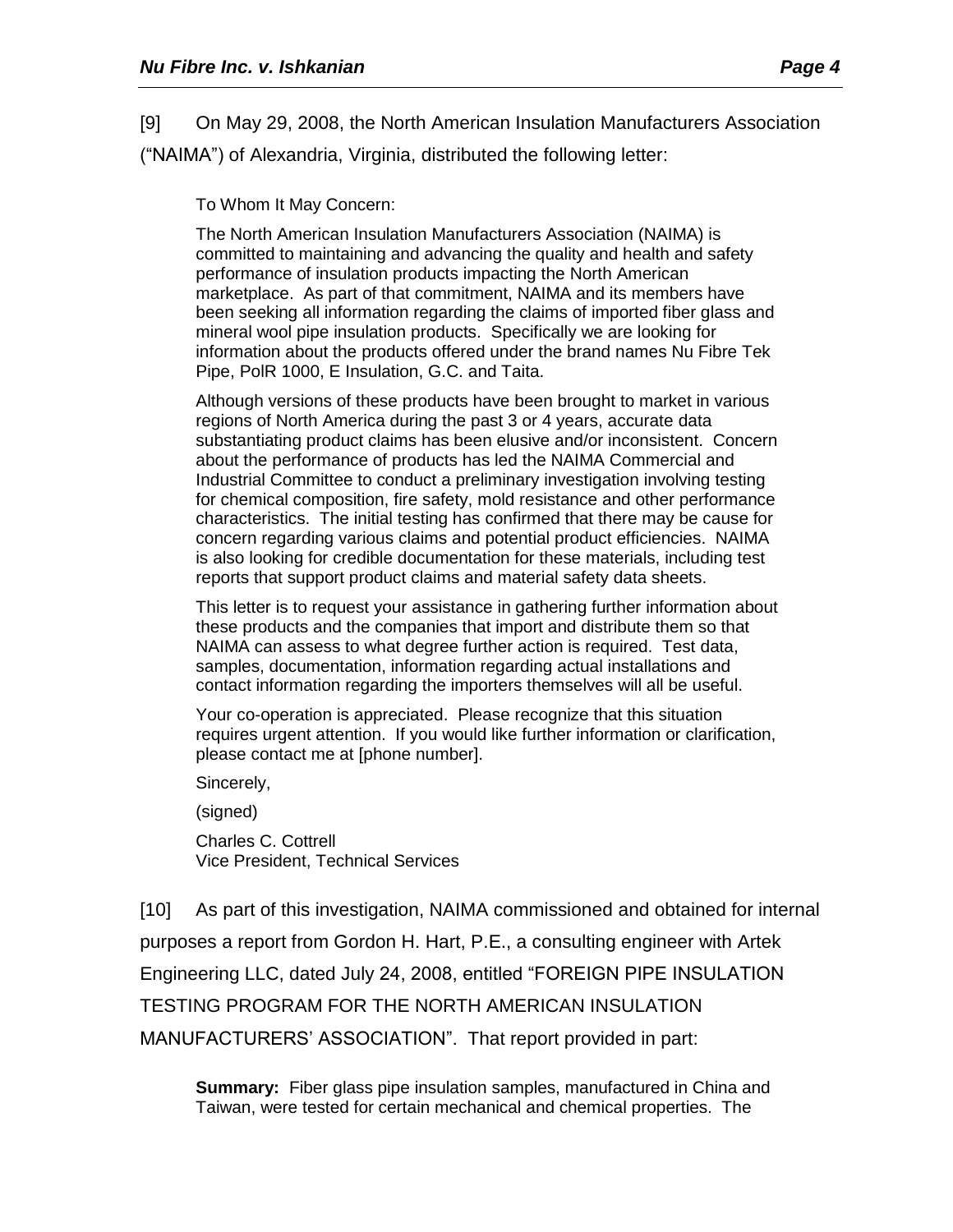[9] On May 29, 2008, the North American Insulation Manufacturers Association ("NAIMA") of Alexandria, Virginia, distributed the following letter:

> To Whom It May Concern:
>
> The North American Insulation Manufacturers Association (NAIMA) is committed to maintaining and advancing the quality and health and safety performance of insulation products impacting the North American marketplace. As part of that commitment, NAIMA and its members have been seeking all information regarding the claims of imported fiber glass and mineral wool pipe insulation products. Specifically we are looking for information about the products offered under the brand names Nu Fibre Tek Pipe, PolR 1000, E Insulation, G.C. and Taita.
>
> Although versions of these products have been brought to market in various regions of North America during the past 3 or 4 years, accurate data substantiating product claims has been elusive and/or inconsistent. Concern about the performance of products has led the NAIMA Commercial and Industrial Committee to conduct a preliminary investigation involving testing for chemical composition, fire safety, mold resistance and other performance characteristics. The initial testing has confirmed that there may be cause for concern regarding various claims and potential product efficiencies. NAIMA is also looking for credible documentation for these materials, including test reports that support product claims and material safety data sheets.
>
> This letter is to request your assistance in gathering further information about these products and the companies that import and distribute them so that NAIMA can assess to what degree further action is required. Test data, samples, documentation, information regarding actual installations and contact information regarding the importers themselves will all be useful.
>
> Your co-operation is appreciated. Please recognize that this situation requires urgent attention. If you would like further information or clarification, please contact me at [phone number].
>
> Sincerely,
>
> (signed)
>
> Charles C. Cottrell
> Vice President, Technical Services

[10] As part of this investigation, NAIMA commissioned and obtained for internal purposes a report from Gordon H. Hart, P.E., a consulting engineer with Artek Engineering LLC, dated July 24, 2008, entitled "FOREIGN PIPE INSULATION TESTING PROGRAM FOR THE NORTH AMERICAN INSULATION MANUFACTURERS' ASSOCIATION". That report provided in part:

> **Summary:** Fiber glass pipe insulation samples, manufactured in China and Taiwan, were tested for certain mechanical and chemical properties. The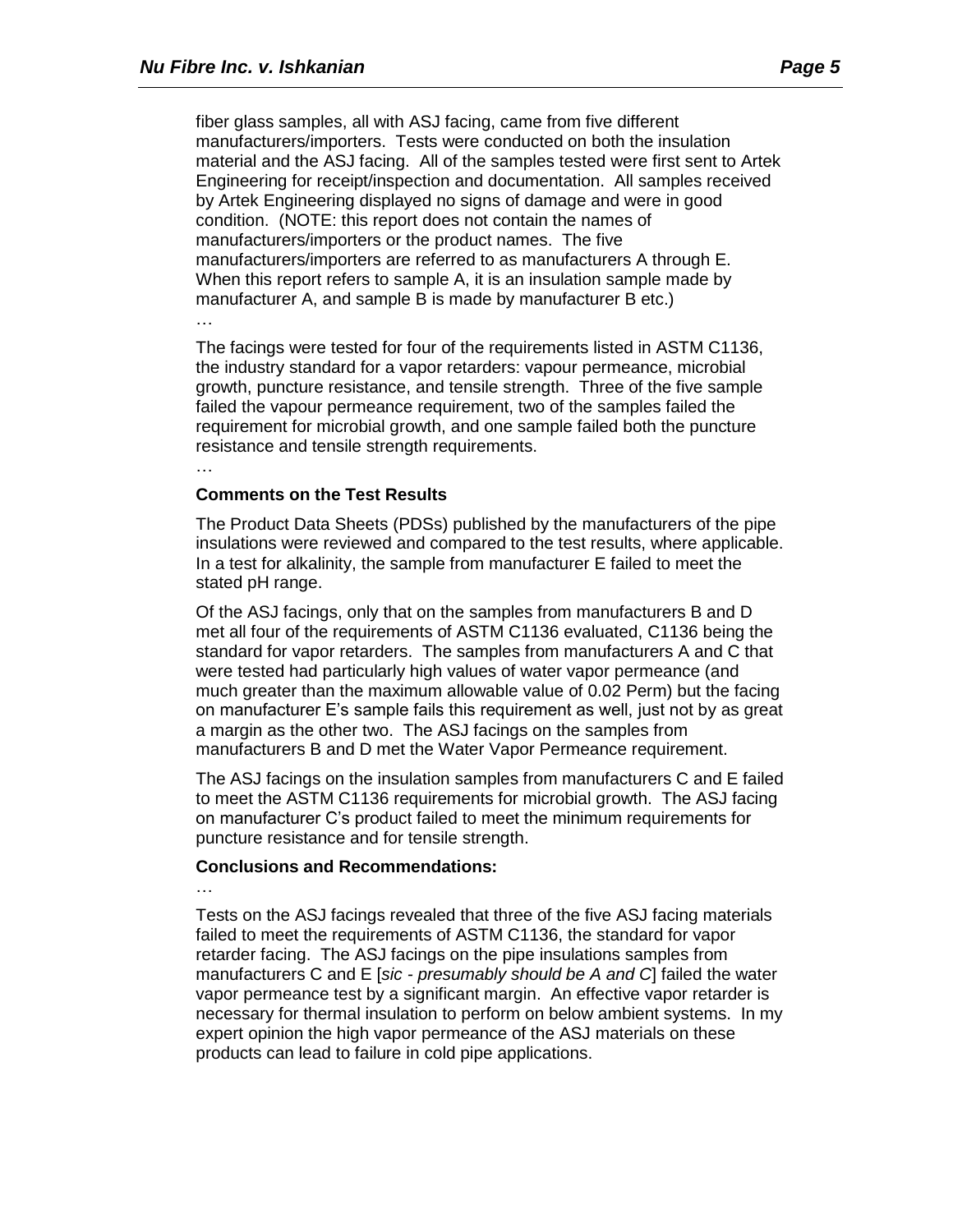fiber glass samples, all with ASJ facing, came from five different manufacturers/importers. Tests were conducted on both the insulation material and the ASJ facing. All of the samples tested were first sent to Artek Engineering for receipt/inspection and documentation. All samples received by Artek Engineering displayed no signs of damage and were in good condition. (NOTE: this report does not contain the names of manufacturers/importers or the product names. The five manufacturers/importers are referred to as manufacturers A through E. When this report refers to sample A, it is an insulation sample made by manufacturer A, and sample B is made by manufacturer B etc.)

…

The facings were tested for four of the requirements listed in ASTM C1136, the industry standard for a vapor retarders: vapour permeance, microbial growth, puncture resistance, and tensile strength. Three of the five sample failed the vapour permeance requirement, two of the samples failed the requirement for microbial growth, and one sample failed both the puncture resistance and tensile strength requirements.

…

**Comments on the Test Results**

The Product Data Sheets (PDSs) published by the manufacturers of the pipe insulations were reviewed and compared to the test results, where applicable. In a test for alkalinity, the sample from manufacturer E failed to meet the stated pH range.

Of the ASJ facings, only that on the samples from manufacturers B and D met all four of the requirements of ASTM C1136 evaluated, C1136 being the standard for vapor retarders. The samples from manufacturers A and C that were tested had particularly high values of water vapor permeance (and much greater than the maximum allowable value of 0.02 Perm) but the facing on manufacturer E's sample fails this requirement as well, just not by as great a margin as the other two. The ASJ facings on the samples from manufacturers B and D met the Water Vapor Permeance requirement.

The ASJ facings on the insulation samples from manufacturers C and E failed to meet the ASTM C1136 requirements for microbial growth. The ASJ facing on manufacturer C's product failed to meet the minimum requirements for puncture resistance and for tensile strength.

**Conclusions and Recommendations:**

…

Tests on the ASJ facings revealed that three of the five ASJ facing materials failed to meet the requirements of ASTM C1136, the standard for vapor retarder facing. The ASJ facings on the pipe insulations samples from manufacturers C and E [*sic - presumably should be A and C*] failed the water vapor permeance test by a significant margin. An effective vapor retarder is necessary for thermal insulation to perform on below ambient systems. In my expert opinion the high vapor permeance of the ASJ materials on these products can lead to failure in cold pipe applications.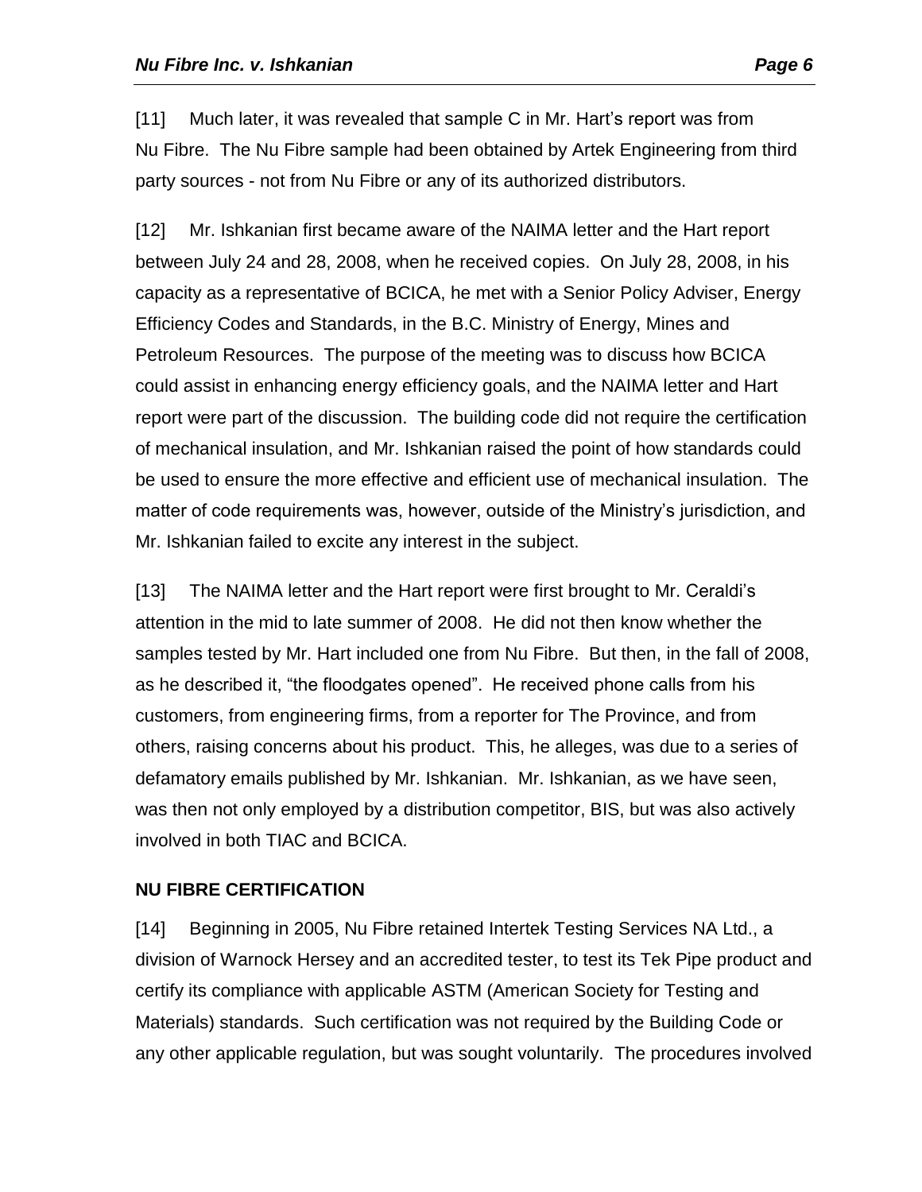[11] Much later, it was revealed that sample C in Mr. Hart's report was from Nu Fibre. The Nu Fibre sample had been obtained by Artek Engineering from third party sources - not from Nu Fibre or any of its authorized distributors.

[12] Mr. Ishkanian first became aware of the NAIMA letter and the Hart report between July 24 and 28, 2008, when he received copies. On July 28, 2008, in his capacity as a representative of BCICA, he met with a Senior Policy Adviser, Energy Efficiency Codes and Standards, in the B.C. Ministry of Energy, Mines and Petroleum Resources. The purpose of the meeting was to discuss how BCICA could assist in enhancing energy efficiency goals, and the NAIMA letter and Hart report were part of the discussion. The building code did not require the certification of mechanical insulation, and Mr. Ishkanian raised the point of how standards could be used to ensure the more effective and efficient use of mechanical insulation. The matter of code requirements was, however, outside of the Ministry's jurisdiction, and Mr. Ishkanian failed to excite any interest in the subject.

[13] The NAIMA letter and the Hart report were first brought to Mr. Ceraldi's attention in the mid to late summer of 2008. He did not then know whether the samples tested by Mr. Hart included one from Nu Fibre. But then, in the fall of 2008, as he described it, "the floodgates opened". He received phone calls from his customers, from engineering firms, from a reporter for The Province, and from others, raising concerns about his product. This, he alleges, was due to a series of defamatory emails published by Mr. Ishkanian. Mr. Ishkanian, as we have seen, was then not only employed by a distribution competitor, BIS, but was also actively involved in both TIAC and BCICA.

## NU FIBRE CERTIFICATION

[14] Beginning in 2005, Nu Fibre retained Intertek Testing Services NA Ltd., a division of Warnock Hersey and an accredited tester, to test its Tek Pipe product and certify its compliance with applicable ASTM (American Society for Testing and Materials) standards. Such certification was not required by the Building Code or any other applicable regulation, but was sought voluntarily. The procedures involved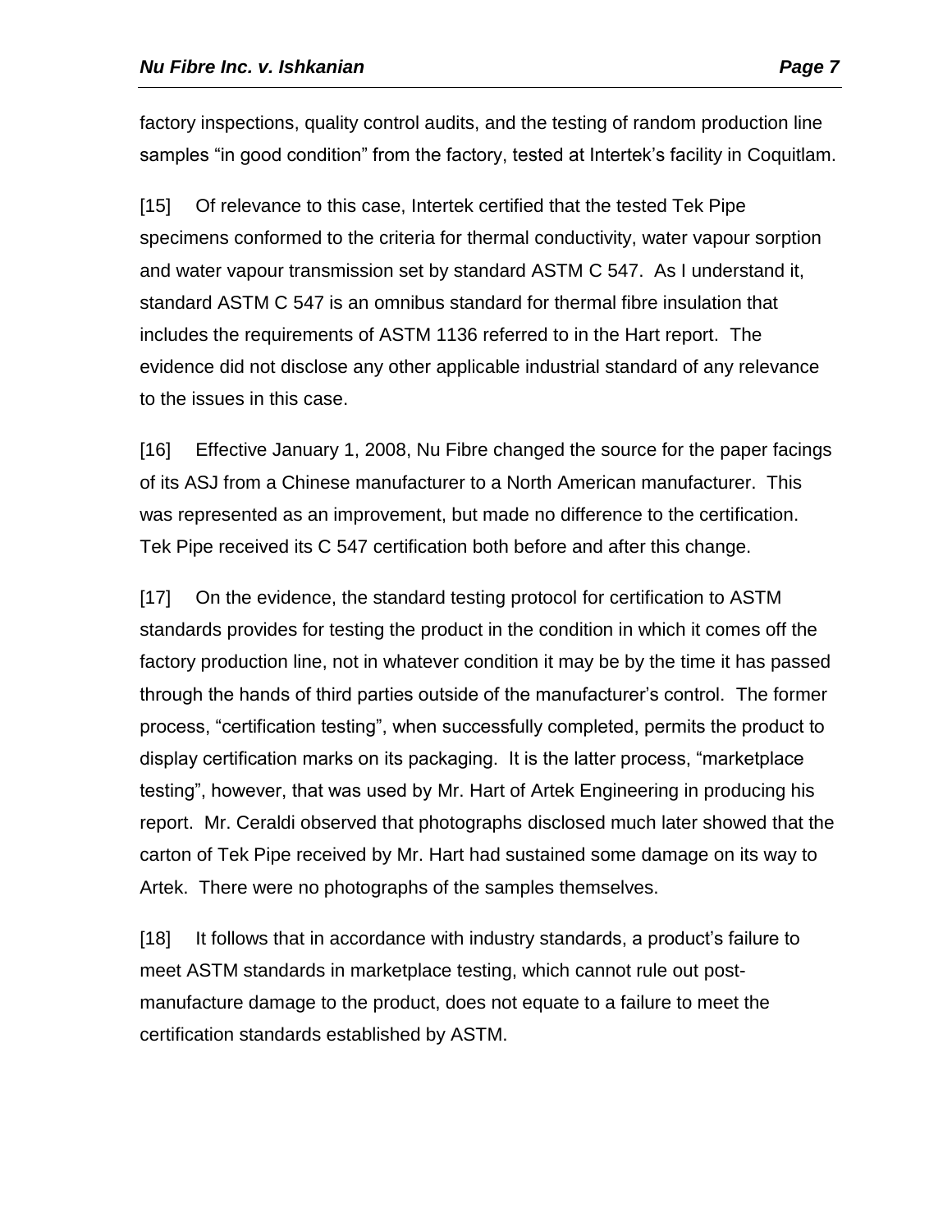factory inspections, quality control audits, and the testing of random production line samples "in good condition" from the factory, tested at Intertek's facility in Coquitlam.

[15] Of relevance to this case, Intertek certified that the tested Tek Pipe specimens conformed to the criteria for thermal conductivity, water vapour sorption and water vapour transmission set by standard ASTM C 547. As I understand it, standard ASTM C 547 is an omnibus standard for thermal fibre insulation that includes the requirements of ASTM 1136 referred to in the Hart report. The evidence did not disclose any other applicable industrial standard of any relevance to the issues in this case.

[16] Effective January 1, 2008, Nu Fibre changed the source for the paper facings of its ASJ from a Chinese manufacturer to a North American manufacturer. This was represented as an improvement, but made no difference to the certification. Tek Pipe received its C 547 certification both before and after this change.

[17] On the evidence, the standard testing protocol for certification to ASTM standards provides for testing the product in the condition in which it comes off the factory production line, not in whatever condition it may be by the time it has passed through the hands of third parties outside of the manufacturer's control. The former process, "certification testing", when successfully completed, permits the product to display certification marks on its packaging. It is the latter process, "marketplace testing", however, that was used by Mr. Hart of Artek Engineering in producing his report. Mr. Ceraldi observed that photographs disclosed much later showed that the carton of Tek Pipe received by Mr. Hart had sustained some damage on its way to Artek. There were no photographs of the samples themselves.

[18] It follows that in accordance with industry standards, a product's failure to meet ASTM standards in marketplace testing, which cannot rule out post-manufacture damage to the product, does not equate to a failure to meet the certification standards established by ASTM.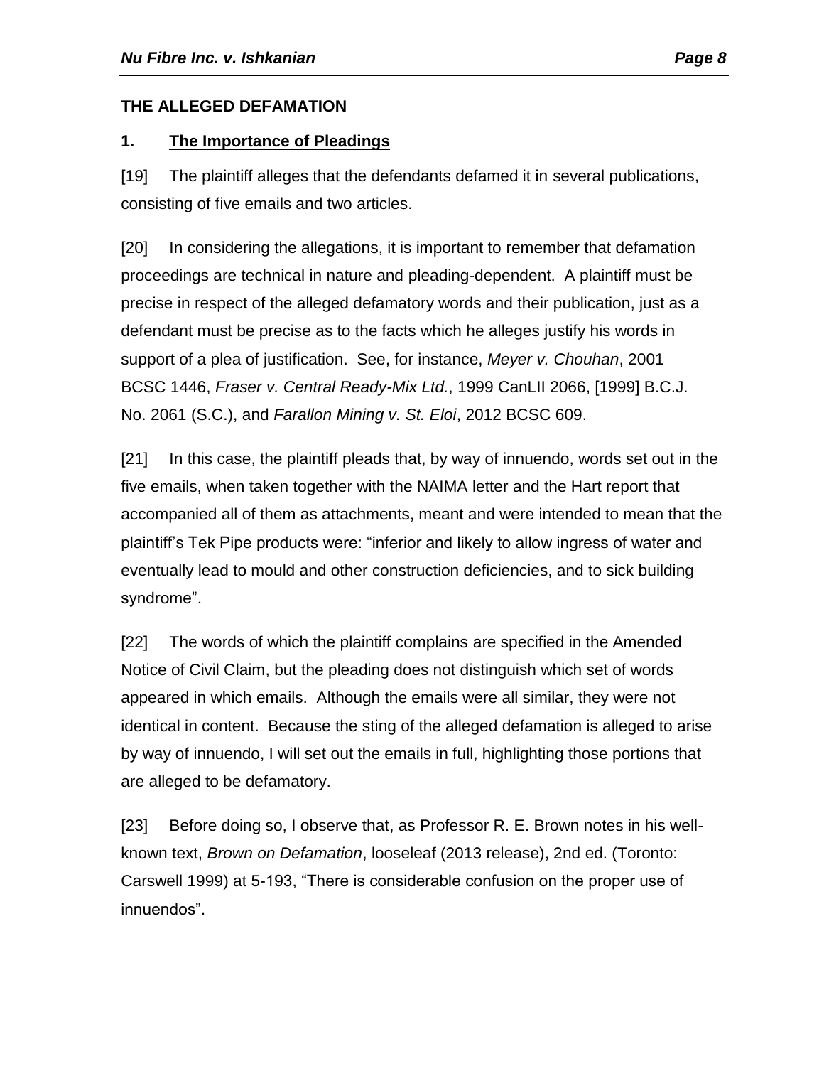## THE ALLEGED DEFAMATION

### 1. <u>The Importance of Pleadings</u>

[19] The plaintiff alleges that the defendants defamed it in several publications, consisting of five emails and two articles.

[20] In considering the allegations, it is important to remember that defamation proceedings are technical in nature and pleading-dependent. A plaintiff must be precise in respect of the alleged defamatory words and their publication, just as a defendant must be precise as to the facts which he alleges justify his words in support of a plea of justification. See, for instance, *Meyer v. Chouhan*, 2001 BCSC 1446, *Fraser v. Central Ready-Mix Ltd.*, 1999 CanLII 2066, [1999] B.C.J. No. 2061 (S.C.), and *Farallon Mining v. St. Eloi*, 2012 BCSC 609.

[21] In this case, the plaintiff pleads that, by way of innuendo, words set out in the five emails, when taken together with the NAIMA letter and the Hart report that accompanied all of them as attachments, meant and were intended to mean that the plaintiff's Tek Pipe products were: "inferior and likely to allow ingress of water and eventually lead to mould and other construction deficiencies, and to sick building syndrome".

[22] The words of which the plaintiff complains are specified in the Amended Notice of Civil Claim, but the pleading does not distinguish which set of words appeared in which emails. Although the emails were all similar, they were not identical in content. Because the sting of the alleged defamation is alleged to arise by way of innuendo, I will set out the emails in full, highlighting those portions that are alleged to be defamatory.

[23] Before doing so, I observe that, as Professor R. E. Brown notes in his well-known text, *Brown on Defamation*, looseleaf (2013 release), 2nd ed. (Toronto: Carswell 1999) at 5-193, "There is considerable confusion on the proper use of innuendos".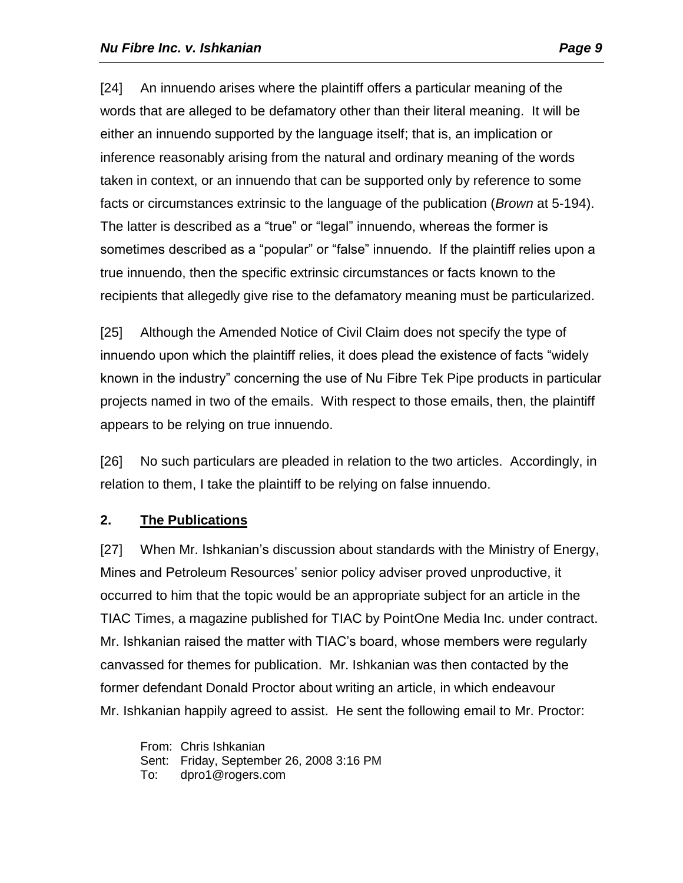[24] An innuendo arises where the plaintiff offers a particular meaning of the words that are alleged to be defamatory other than their literal meaning. It will be either an innuendo supported by the language itself; that is, an implication or inference reasonably arising from the natural and ordinary meaning of the words taken in context, or an innuendo that can be supported only by reference to some facts or circumstances extrinsic to the language of the publication (*Brown* at 5-194). The latter is described as a "true" or "legal" innuendo, whereas the former is sometimes described as a "popular" or "false" innuendo. If the plaintiff relies upon a true innuendo, then the specific extrinsic circumstances or facts known to the recipients that allegedly give rise to the defamatory meaning must be particularized.

[25] Although the Amended Notice of Civil Claim does not specify the type of innuendo upon which the plaintiff relies, it does plead the existence of facts "widely known in the industry" concerning the use of Nu Fibre Tek Pipe products in particular projects named in two of the emails. With respect to those emails, then, the plaintiff appears to be relying on true innuendo.

[26] No such particulars are pleaded in relation to the two articles. Accordingly, in relation to them, I take the plaintiff to be relying on false innuendo.

## 2. The Publications

[27] When Mr. Ishkanian's discussion about standards with the Ministry of Energy, Mines and Petroleum Resources' senior policy adviser proved unproductive, it occurred to him that the topic would be an appropriate subject for an article in the TIAC Times, a magazine published for TIAC by PointOne Media Inc. under contract. Mr. Ishkanian raised the matter with TIAC's board, whose members were regularly canvassed for themes for publication. Mr. Ishkanian was then contacted by the former defendant Donald Proctor about writing an article, in which endeavour Mr. Ishkanian happily agreed to assist. He sent the following email to Mr. Proctor:

> From: Chris Ishkanian
> Sent: Friday, September 26, 2008 3:16 PM
> To: dpro1@rogers.com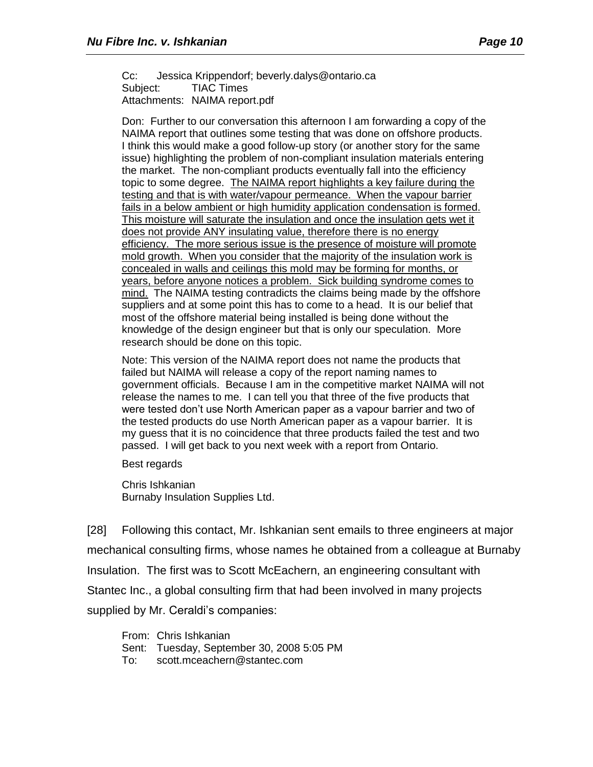Cc: Jessica Krippendorf; beverly.dalys@ontario.ca
Subject: TIAC Times
Attachments: NAIMA report.pdf

Don: Further to our conversation this afternoon I am forwarding a copy of the NAIMA report that outlines some testing that was done on offshore products. I think this would make a good follow-up story (or another story for the same issue) highlighting the problem of non-compliant insulation materials entering the market. The non-compliant products eventually fall into the efficiency topic to some degree. <u>The NAIMA report highlights a key failure during the testing and that is with water/vapour permeance. When the vapour barrier fails in a below ambient or high humidity application condensation is formed. This moisture will saturate the insulation and once the insulation gets wet it does not provide ANY insulating value, therefore there is no energy efficiency. The more serious issue is the presence of moisture will promote mold growth. When you consider that the majority of the insulation work is concealed in walls and ceilings this mold may be forming for months, or years, before anyone notices a problem. Sick building syndrome comes to mind.</u> The NAIMA testing contradicts the claims being made by the offshore suppliers and at some point this has to come to a head. It is our belief that most of the offshore material being installed is being done without the knowledge of the design engineer but that is only our speculation. More research should be done on this topic.

Note: This version of the NAIMA report does not name the products that failed but NAIMA will release a copy of the report naming names to government officials. Because I am in the competitive market NAIMA will not release the names to me. I can tell you that three of the five products that were tested don't use North American paper as a vapour barrier and two of the tested products do use North American paper as a vapour barrier. It is my guess that it is no coincidence that three products failed the test and two passed. I will get back to you next week with a report from Ontario.

Best regards

Chris Ishkanian
Burnaby Insulation Supplies Ltd.

[28] Following this contact, Mr. Ishkanian sent emails to three engineers at major mechanical consulting firms, whose names he obtained from a colleague at Burnaby Insulation. The first was to Scott McEachern, an engineering consultant with Stantec Inc., a global consulting firm that had been involved in many projects supplied by Mr. Ceraldi's companies:

From: Chris Ishkanian
Sent: Tuesday, September 30, 2008 5:05 PM
To: scott.mceachern@stantec.com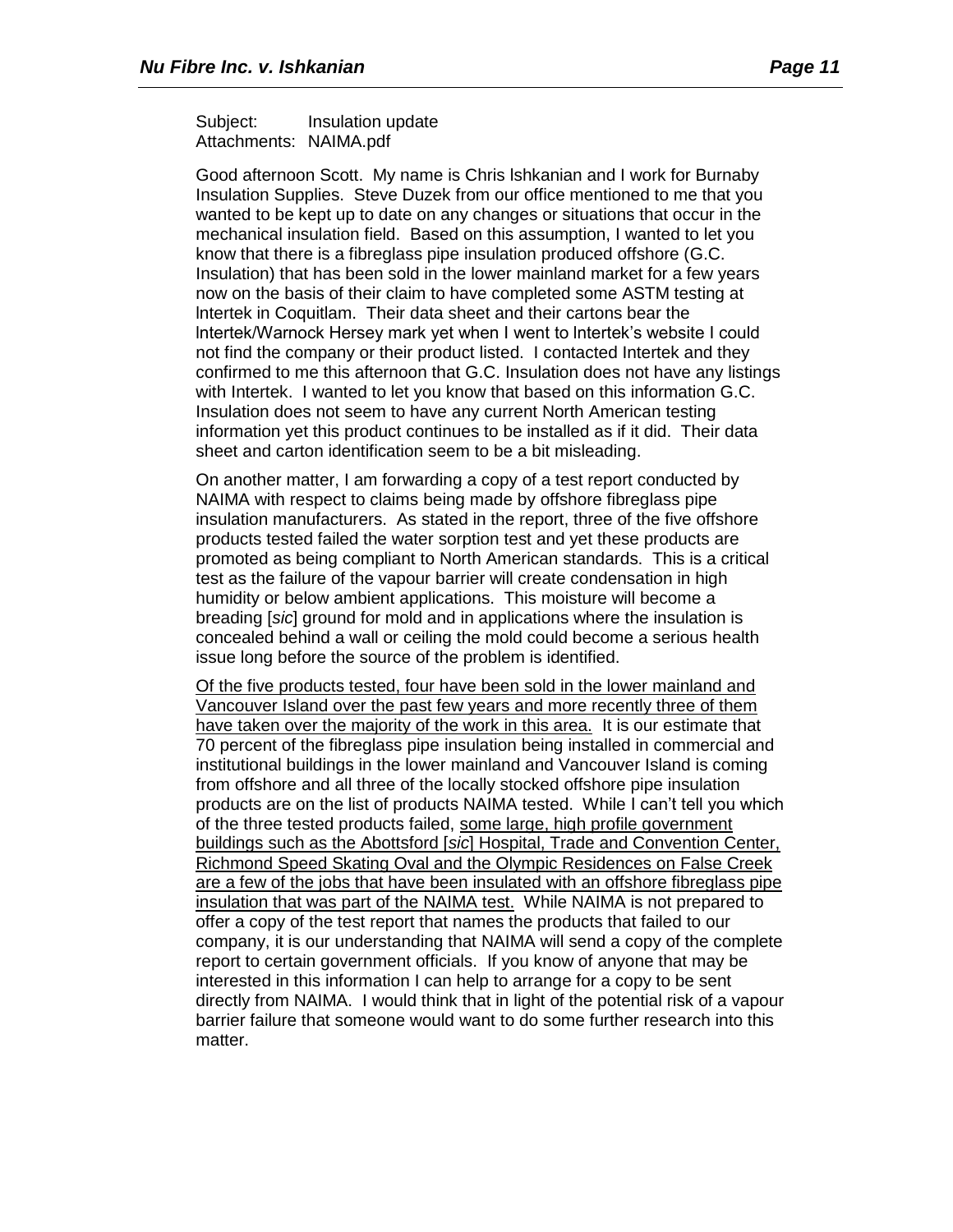Subject: Insulation update
Attachments: NAIMA.pdf

Good afternoon Scott. My name is Chris Ishkanian and I work for Burnaby Insulation Supplies. Steve Duzek from our office mentioned to me that you wanted to be kept up to date on any changes or situations that occur in the mechanical insulation field. Based on this assumption, I wanted to let you know that there is a fibreglass pipe insulation produced offshore (G.C. Insulation) that has been sold in the lower mainland market for a few years now on the basis of their claim to have completed some ASTM testing at Intertek in Coquitlam. Their data sheet and their cartons bear the Intertek/Warnock Hersey mark yet when I went to Intertek's website I could not find the company or their product listed. I contacted Intertek and they confirmed to me this afternoon that G.C. Insulation does not have any listings with Intertek. I wanted to let you know that based on this information G.C. Insulation does not seem to have any current North American testing information yet this product continues to be installed as if it did. Their data sheet and carton identification seem to be a bit misleading.

On another matter, I am forwarding a copy of a test report conducted by NAIMA with respect to claims being made by offshore fibreglass pipe insulation manufacturers. As stated in the report, three of the five offshore products tested failed the water sorption test and yet these products are promoted as being compliant to North American standards. This is a critical test as the failure of the vapour barrier will create condensation in high humidity or below ambient applications. This moisture will become a breading [*sic*] ground for mold and in applications where the insulation is concealed behind a wall or ceiling the mold could become a serious health issue long before the source of the problem is identified.

<u>Of the five products tested, four have been sold in the lower mainland and Vancouver Island over the past few years and more recently three of them have taken over the majority of the work in this area.</u> It is our estimate that 70 percent of the fibreglass pipe insulation being installed in commercial and institutional buildings in the lower mainland and Vancouver Island is coming from offshore and all three of the locally stocked offshore pipe insulation products are on the list of products NAIMA tested. While I can't tell you which of the three tested products failed, <u>some large, high profile government buildings such as the Abottsford [*sic*] Hospital, Trade and Convention Center, Richmond Speed Skating Oval and the Olympic Residences on False Creek are a few of the jobs that have been insulated with an offshore fibreglass pipe insulation that was part of the NAIMA test.</u> While NAIMA is not prepared to offer a copy of the test report that names the products that failed to our company, it is our understanding that NAIMA will send a copy of the complete report to certain government officials. If you know of anyone that may be interested in this information I can help to arrange for a copy to be sent directly from NAIMA. I would think that in light of the potential risk of a vapour barrier failure that someone would want to do some further research into this matter.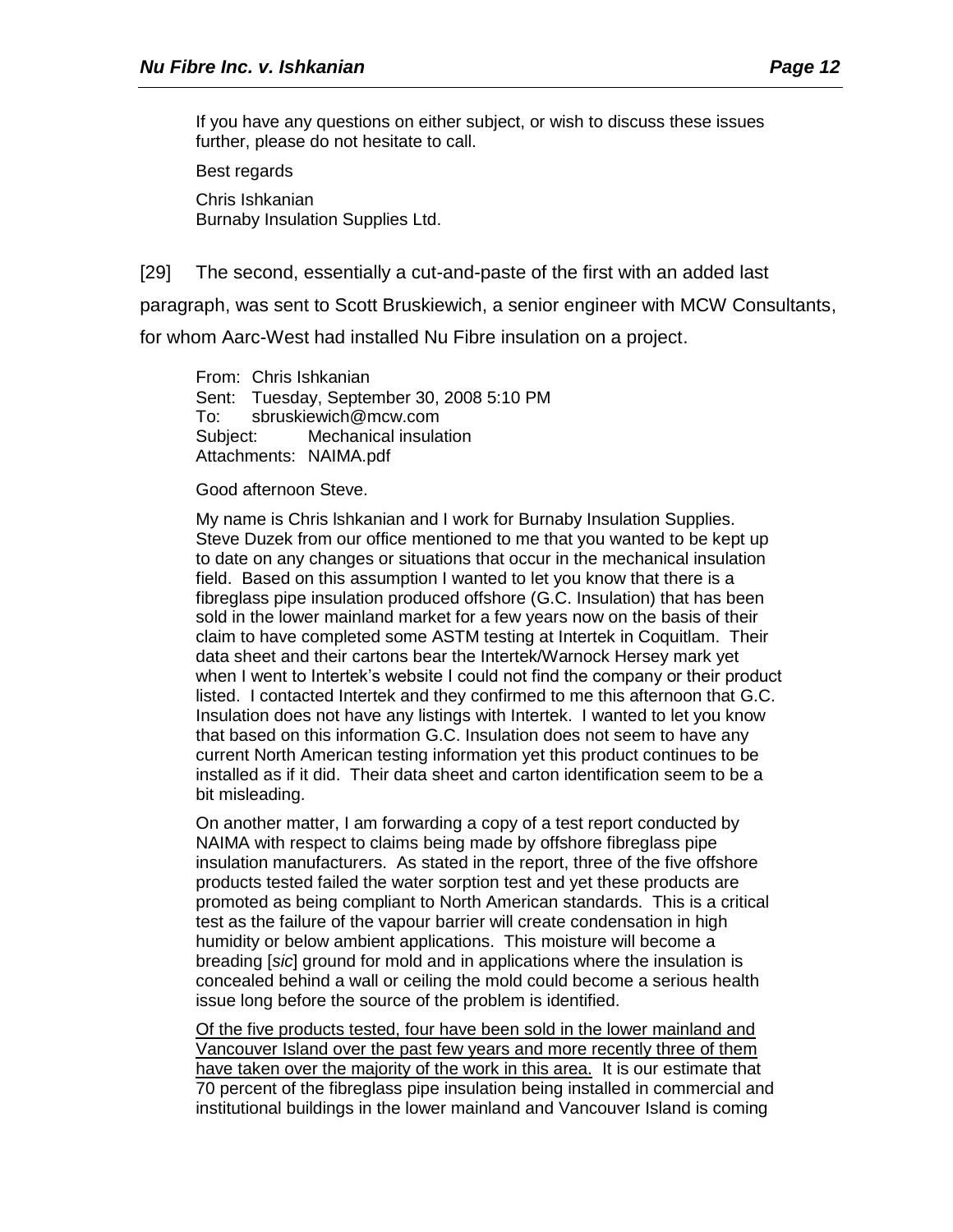If you have any questions on either subject, or wish to discuss these issues further, please do not hesitate to call.

Best regards

Chris Ishkanian
Burnaby Insulation Supplies Ltd.

[29] The second, essentially a cut-and-paste of the first with an added last paragraph, was sent to Scott Bruskiewich, a senior engineer with MCW Consultants, for whom Aarc-West had installed Nu Fibre insulation on a project.

From: Chris Ishkanian
Sent: Tuesday, September 30, 2008 5:10 PM
To: sbruskiewich@mcw.com
Subject: Mechanical insulation
Attachments: NAIMA.pdf

Good afternoon Steve.

My name is Chris lshkanian and I work for Burnaby Insulation Supplies. Steve Duzek from our office mentioned to me that you wanted to be kept up to date on any changes or situations that occur in the mechanical insulation field. Based on this assumption I wanted to let you know that there is a fibreglass pipe insulation produced offshore (G.C. Insulation) that has been sold in the lower mainland market for a few years now on the basis of their claim to have completed some ASTM testing at Intertek in Coquitlam. Their data sheet and their cartons bear the Intertek/Warnock Hersey mark yet when I went to Intertek's website I could not find the company or their product listed. I contacted Intertek and they confirmed to me this afternoon that G.C. Insulation does not have any listings with Intertek. I wanted to let you know that based on this information G.C. Insulation does not seem to have any current North American testing information yet this product continues to be installed as if it did. Their data sheet and carton identification seem to be a bit misleading.

On another matter, I am forwarding a copy of a test report conducted by NAIMA with respect to claims being made by offshore fibreglass pipe insulation manufacturers. As stated in the report, three of the five offshore products tested failed the water sorption test and yet these products are promoted as being compliant to North American standards. This is a critical test as the failure of the vapour barrier will create condensation in high humidity or below ambient applications. This moisture will become a breading [*sic*] ground for mold and in applications where the insulation is concealed behind a wall or ceiling the mold could become a serious health issue long before the source of the problem is identified.

<u>Of the five products tested, four have been sold in the lower mainland and Vancouver Island over the past few years and more recently three of them have taken over the majority of the work in this area.</u> It is our estimate that 70 percent of the fibreglass pipe insulation being installed in commercial and institutional buildings in the lower mainland and Vancouver Island is coming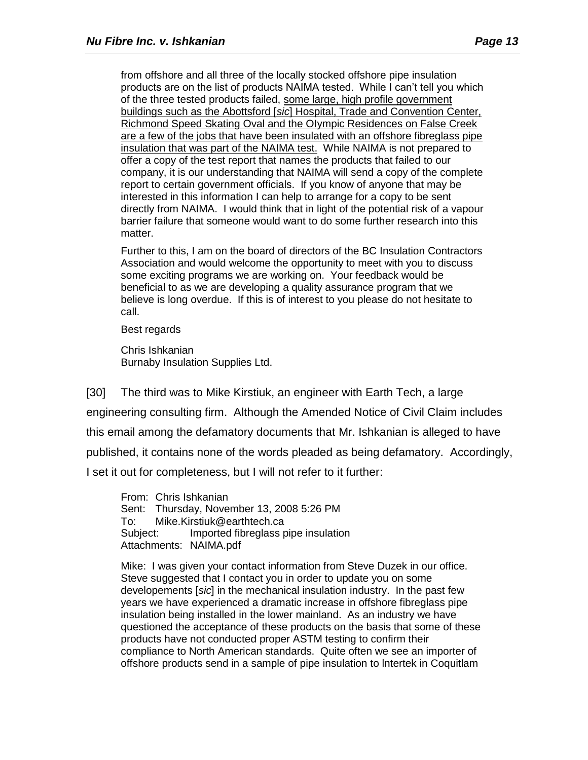> from offshore and all three of the locally stocked offshore pipe insulation products are on the list of products NAIMA tested. While I can't tell you which of the three tested products failed, <u>some large, high profile government buildings such as the Abottsford [*sic*] Hospital, Trade and Convention Center, Richmond Speed Skating Oval and the Olympic Residences on False Creek are a few of the jobs that have been insulated with an offshore fibreglass pipe insulation that was part of the NAIMA test.</u> While NAIMA is not prepared to offer a copy of the test report that names the products that failed to our company, it is our understanding that NAIMA will send a copy of the complete report to certain government officials. If you know of anyone that may be interested in this information I can help to arrange for a copy to be sent directly from NAIMA. I would think that in light of the potential risk of a vapour barrier failure that someone would want to do some further research into this matter.
>
> Further to this, I am on the board of directors of the BC Insulation Contractors Association and would welcome the opportunity to meet with you to discuss some exciting programs we are working on. Your feedback would be beneficial to as we are developing a quality assurance program that we believe is long overdue. If this is of interest to you please do not hesitate to call.
>
> Best regards
>
> Chris Ishkanian
> Burnaby Insulation Supplies Ltd.

[30] The third was to Mike Kirstiuk, an engineer with Earth Tech, a large engineering consulting firm. Although the Amended Notice of Civil Claim includes this email among the defamatory documents that Mr. Ishkanian is alleged to have published, it contains none of the words pleaded as being defamatory. Accordingly, I set it out for completeness, but I will not refer to it further:

> From: Chris Ishkanian
> Sent: Thursday, November 13, 2008 5:26 PM
> To: Mike.Kirstiuk@earthtech.ca
> Subject: Imported fibreglass pipe insulation
> Attachments: NAIMA.pdf
>
> Mike: I was given your contact information from Steve Duzek in our office. Steve suggested that I contact you in order to update you on some developements [*sic*] in the mechanical insulation industry. In the past few years we have experienced a dramatic increase in offshore fibreglass pipe insulation being installed in the lower mainland. As an industry we have questioned the acceptance of these products on the basis that some of these products have not conducted proper ASTM testing to confirm their compliance to North American standards. Quite often we see an importer of offshore products send in a sample of pipe insulation to Intertek in Coquitlam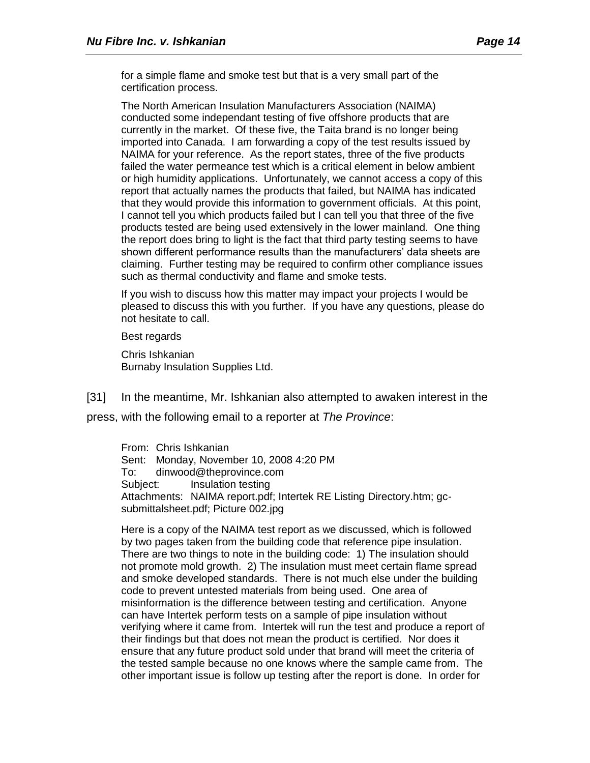> for a simple flame and smoke test but that is a very small part of the certification process.
>
> The North American Insulation Manufacturers Association (NAIMA) conducted some independant testing of five offshore products that are currently in the market. Of these five, the Taita brand is no longer being imported into Canada. I am forwarding a copy of the test results issued by NAIMA for your reference. As the report states, three of the five products failed the water permeance test which is a critical element in below ambient or high humidity applications. Unfortunately, we cannot access a copy of this report that actually names the products that failed, but NAIMA has indicated that they would provide this information to government officials. At this point, I cannot tell you which products failed but I can tell you that three of the five products tested are being used extensively in the lower mainland. One thing the report does bring to light is the fact that third party testing seems to have shown different performance results than the manufacturers' data sheets are claiming. Further testing may be required to confirm other compliance issues such as thermal conductivity and flame and smoke tests.
>
> If you wish to discuss how this matter may impact your projects I would be pleased to discuss this with you further. If you have any questions, please do not hesitate to call.
>
> Best regards
>
> Chris Ishkanian
> Burnaby Insulation Supplies Ltd.

[31] In the meantime, Mr. Ishkanian also attempted to awaken interest in the press, with the following email to a reporter at *The Province*:

> From: Chris Ishkanian
> Sent: Monday, November 10, 2008 4:20 PM
> To: dinwood@theprovince.com
> Subject: Insulation testing
> Attachments: NAIMA report.pdf; Intertek RE Listing Directory.htm; gc-submittalsheet.pdf; Picture 002.jpg
>
> Here is a copy of the NAIMA test report as we discussed, which is followed by two pages taken from the building code that reference pipe insulation. There are two things to note in the building code: 1) The insulation should not promote mold growth. 2) The insulation must meet certain flame spread and smoke developed standards. There is not much else under the building code to prevent untested materials from being used. One area of misinformation is the difference between testing and certification. Anyone can have Intertek perform tests on a sample of pipe insulation without verifying where it came from. Intertek will run the test and produce a report of their findings but that does not mean the product is certified. Nor does it ensure that any future product sold under that brand will meet the criteria of the tested sample because no one knows where the sample came from. The other important issue is follow up testing after the report is done. In order for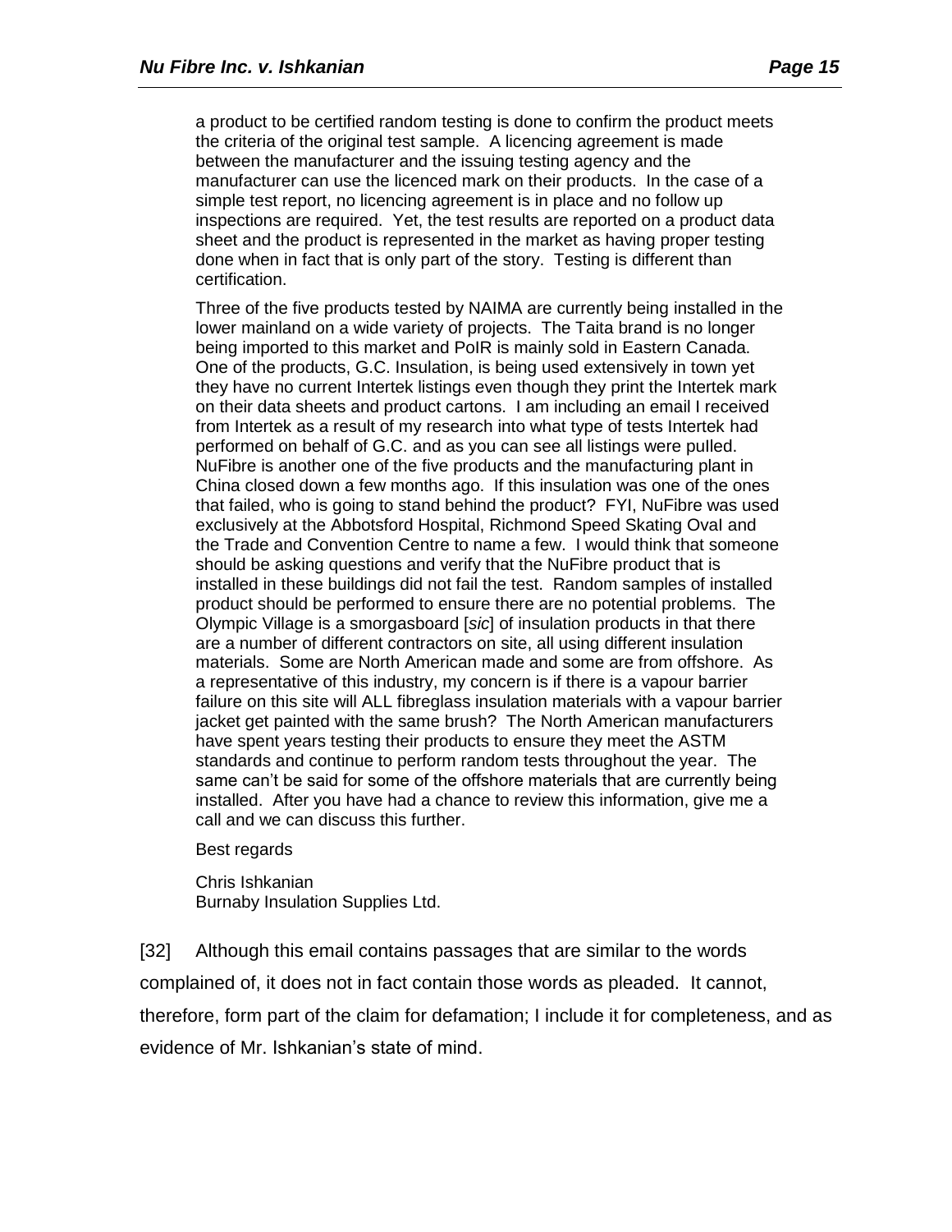a product to be certified random testing is done to confirm the product meets the criteria of the original test sample. A licencing agreement is made between the manufacturer and the issuing testing agency and the manufacturer can use the licenced mark on their products. In the case of a simple test report, no licencing agreement is in place and no follow up inspections are required. Yet, the test results are reported on a product data sheet and the product is represented in the market as having proper testing done when in fact that is only part of the story. Testing is different than certification.

> Three of the five products tested by NAIMA are currently being installed in the lower mainland on a wide variety of projects. The Taita brand is no longer being imported to this market and PoIR is mainly sold in Eastern Canada. One of the products, G.C. Insulation, is being used extensively in town yet they have no current Intertek listings even though they print the Intertek mark on their data sheets and product cartons. I am including an email I received from Intertek as a result of my research into what type of tests Intertek had performed on behalf of G.C. and as you can see all listings were pulled. NuFibre is another one of the five products and the manufacturing plant in China closed down a few months ago. If this insulation was one of the ones that failed, who is going to stand behind the product? FYI, NuFibre was used exclusively at the Abbotsford Hospital, Richmond Speed Skating Oval and the Trade and Convention Centre to name a few. I would think that someone should be asking questions and verify that the NuFibre product that is installed in these buildings did not fail the test. Random samples of installed product should be performed to ensure there are no potential problems. The Olympic Village is a smorgasboard [*sic*] of insulation products in that there are a number of different contractors on site, all using different insulation materials. Some are North American made and some are from offshore. As a representative of this industry, my concern is if there is a vapour barrier failure on this site will ALL fibreglass insulation materials with a vapour barrier jacket get painted with the same brush? The North American manufacturers have spent years testing their products to ensure they meet the ASTM standards and continue to perform random tests throughout the year. The same can't be said for some of the offshore materials that are currently being installed. After you have had a chance to review this information, give me a call and we can discuss this further.
>
> Best regards
>
> Chris Ishkanian
> Burnaby Insulation Supplies Ltd.

[32] Although this email contains passages that are similar to the words complained of, it does not in fact contain those words as pleaded. It cannot, therefore, form part of the claim for defamation; I include it for completeness, and as evidence of Mr. Ishkanian's state of mind.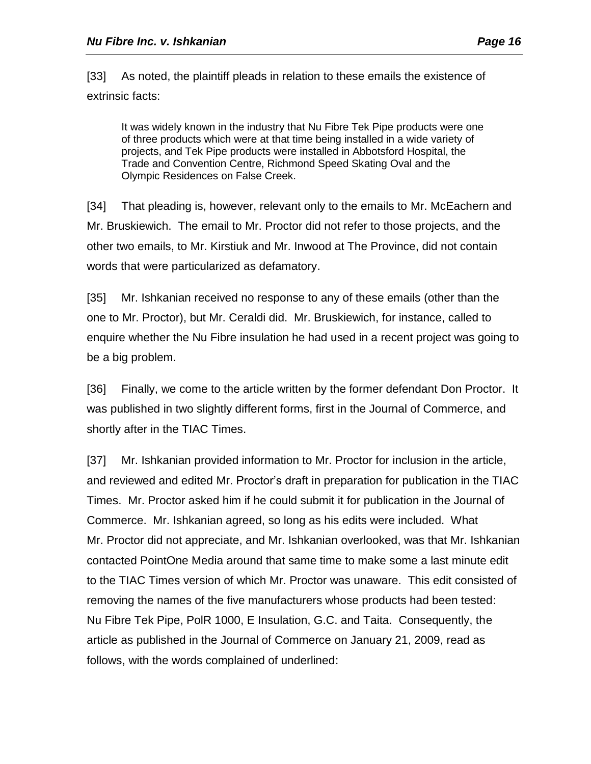[33] As noted, the plaintiff pleads in relation to these emails the existence of extrinsic facts:

> It was widely known in the industry that Nu Fibre Tek Pipe products were one of three products which were at that time being installed in a wide variety of projects, and Tek Pipe products were installed in Abbotsford Hospital, the Trade and Convention Centre, Richmond Speed Skating Oval and the Olympic Residences on False Creek.

[34] That pleading is, however, relevant only to the emails to Mr. McEachern and Mr. Bruskiewich. The email to Mr. Proctor did not refer to those projects, and the other two emails, to Mr. Kirstiuk and Mr. Inwood at The Province, did not contain words that were particularized as defamatory.

[35] Mr. Ishkanian received no response to any of these emails (other than the one to Mr. Proctor), but Mr. Ceraldi did. Mr. Bruskiewich, for instance, called to enquire whether the Nu Fibre insulation he had used in a recent project was going to be a big problem.

[36] Finally, we come to the article written by the former defendant Don Proctor. It was published in two slightly different forms, first in the Journal of Commerce, and shortly after in the TIAC Times.

[37] Mr. Ishkanian provided information to Mr. Proctor for inclusion in the article, and reviewed and edited Mr. Proctor's draft in preparation for publication in the TIAC Times. Mr. Proctor asked him if he could submit it for publication in the Journal of Commerce. Mr. Ishkanian agreed, so long as his edits were included. What Mr. Proctor did not appreciate, and Mr. Ishkanian overlooked, was that Mr. Ishkanian contacted PointOne Media around that same time to make some a last minute edit to the TIAC Times version of which Mr. Proctor was unaware. This edit consisted of removing the names of the five manufacturers whose products had been tested: Nu Fibre Tek Pipe, PolR 1000, E Insulation, G.C. and Taita. Consequently, the article as published in the Journal of Commerce on January 21, 2009, read as follows, with the words complained of underlined: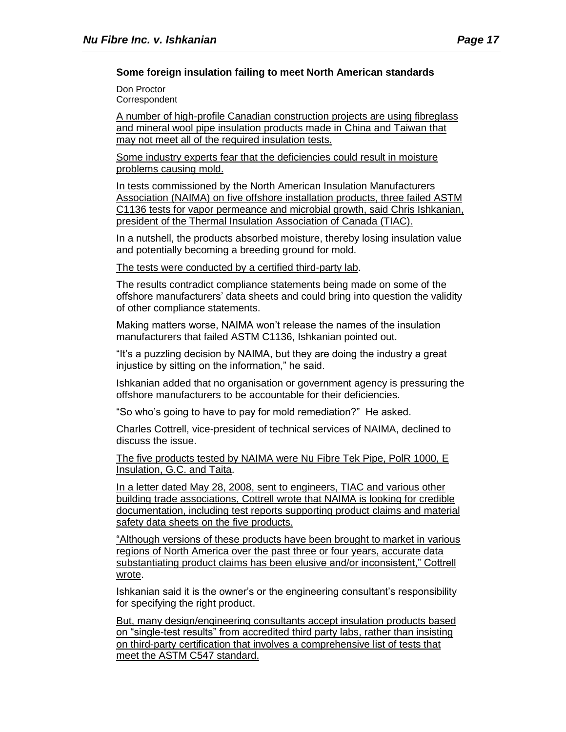**Some foreign insulation failing to meet North American standards**

Don Proctor
Correspondent

A number of high-profile Canadian construction projects are using fibreglass and mineral wool pipe insulation products made in China and Taiwan that may not meet all of the required insulation tests.

Some industry experts fear that the deficiencies could result in moisture problems causing mold.

In tests commissioned by the North American Insulation Manufacturers Association (NAIMA) on five offshore installation products, three failed ASTM C1136 tests for vapor permeance and microbial growth, said Chris Ishkanian, president of the Thermal Insulation Association of Canada (TIAC).

In a nutshell, the products absorbed moisture, thereby losing insulation value and potentially becoming a breeding ground for mold.

The tests were conducted by a certified third-party lab.

The results contradict compliance statements being made on some of the offshore manufacturers' data sheets and could bring into question the validity of other compliance statements.

Making matters worse, NAIMA won't release the names of the insulation manufacturers that failed ASTM C1136, Ishkanian pointed out.

"It's a puzzling decision by NAIMA, but they are doing the industry a great injustice by sitting on the information," he said.

Ishkanian added that no organisation or government agency is pressuring the offshore manufacturers to be accountable for their deficiencies.

"So who's going to have to pay for mold remediation?" He asked.

Charles Cottrell, vice-president of technical services of NAIMA, declined to discuss the issue.

The five products tested by NAIMA were Nu Fibre Tek Pipe, PolR 1000, E Insulation, G.C. and Taita.

In a letter dated May 28, 2008, sent to engineers, TIAC and various other building trade associations, Cottrell wrote that NAIMA is looking for credible documentation, including test reports supporting product claims and material safety data sheets on the five products.

"Although versions of these products have been brought to market in various regions of North America over the past three or four years, accurate data substantiating product claims has been elusive and/or inconsistent," Cottrell wrote.

Ishkanian said it is the owner's or the engineering consultant's responsibility for specifying the right product.

But, many design/engineering consultants accept insulation products based on "single-test results" from accredited third party labs, rather than insisting on third-party certification that involves a comprehensive list of tests that meet the ASTM C547 standard.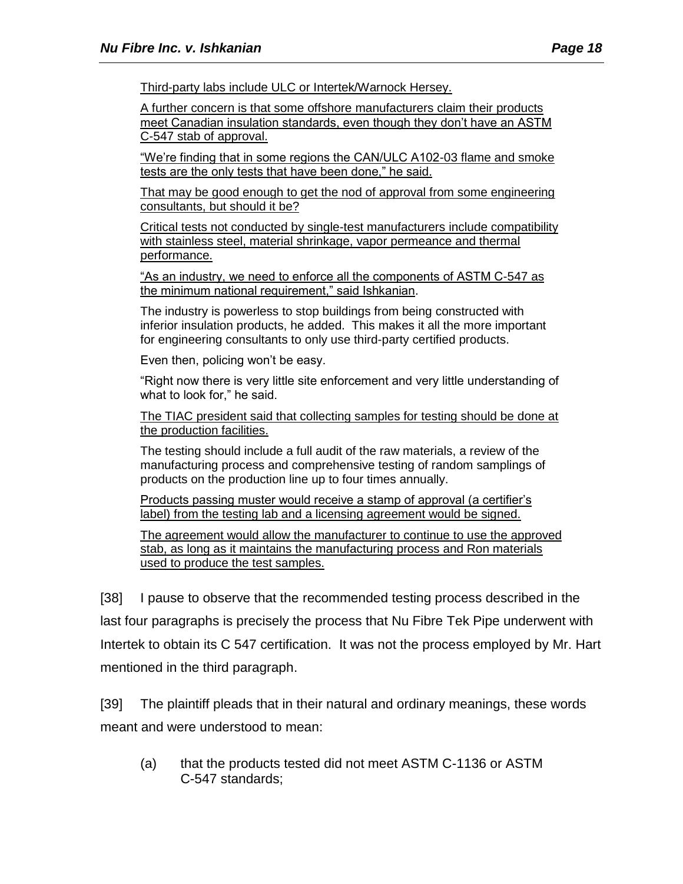> <u>Third-party labs include ULC or Intertek/Warnock Hersey.</u>
>
> <u>A further concern is that some offshore manufacturers claim their products meet Canadian insulation standards, even though they don't have an ASTM C-547 stab of approval.</u>
>
> <u>"We're finding that in some regions the CAN/ULC A102-03 flame and smoke tests are the only tests that have been done," he said.</u>
>
> <u>That may be good enough to get the nod of approval from some engineering consultants, but should it be?</u>
>
> <u>Critical tests not conducted by single-test manufacturers include compatibility with stainless steel, material shrinkage, vapor permeance and thermal performance.</u>
>
> <u>"As an industry, we need to enforce all the components of ASTM C-547 as the minimum national requirement," said Ishkanian</u>.
>
> The industry is powerless to stop buildings from being constructed with inferior insulation products, he added. This makes it all the more important for engineering consultants to only use third-party certified products.
>
> Even then, policing won't be easy.
>
> "Right now there is very little site enforcement and very little understanding of what to look for," he said.
>
> <u>The TIAC president said that collecting samples for testing should be done at the production facilities.</u>
>
> The testing should include a full audit of the raw materials, a review of the manufacturing process and comprehensive testing of random samplings of products on the production line up to four times annually.
>
> <u>Products passing muster would receive a stamp of approval (a certifier's label) from the testing lab and a licensing agreement would be signed.</u>
>
> <u>The agreement would allow the manufacturer to continue to use the approved stab, as long as it maintains the manufacturing process and Ron materials used to produce the test samples.</u>

[38] I pause to observe that the recommended testing process described in the last four paragraphs is precisely the process that Nu Fibre Tek Pipe underwent with Intertek to obtain its C 547 certification. It was not the process employed by Mr. Hart mentioned in the third paragraph.

[39] The plaintiff pleads that in their natural and ordinary meanings, these words meant and were understood to mean:

> (a) that the products tested did not meet ASTM C-1136 or ASTM C-547 standards;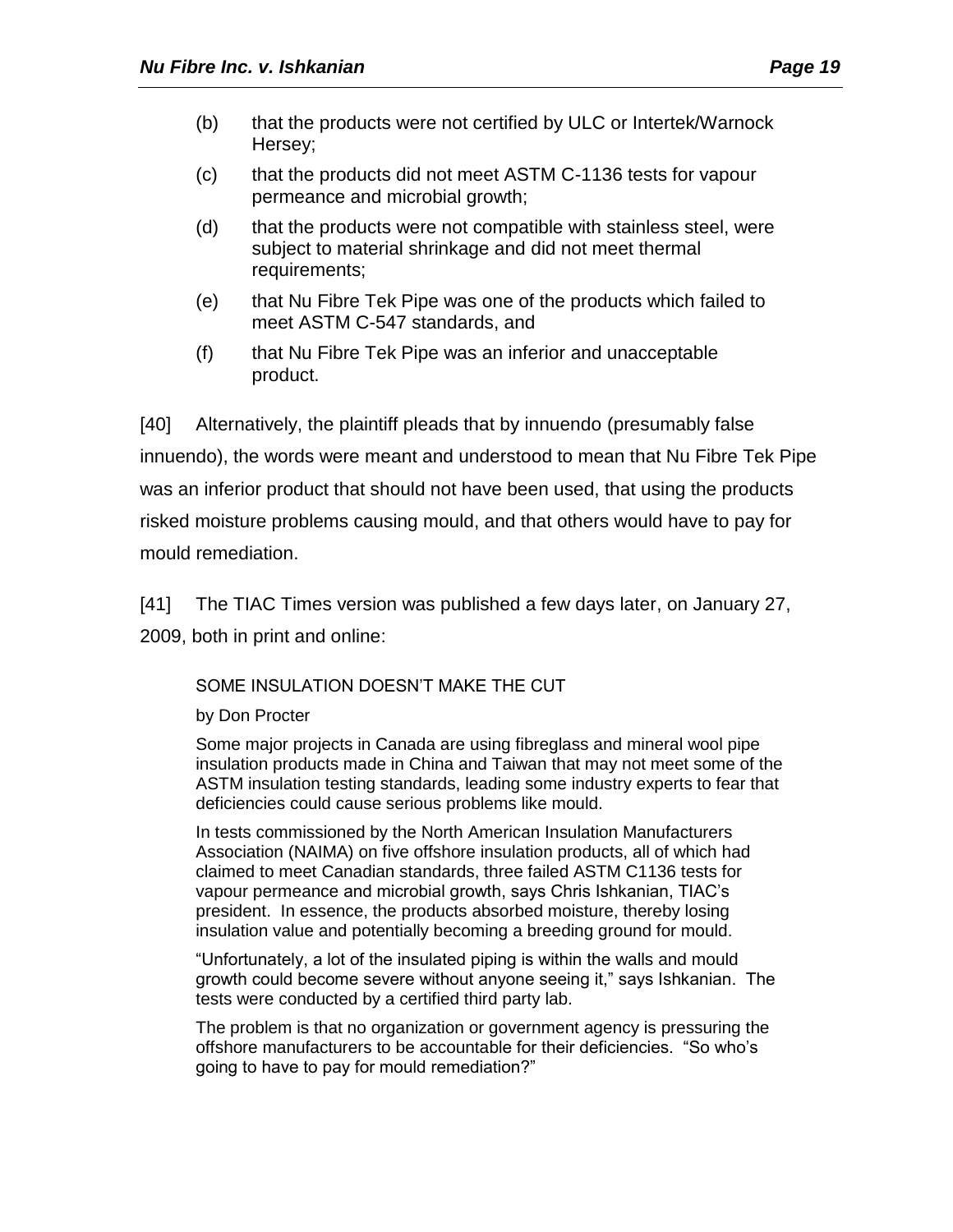(b) that the products were not certified by ULC or Intertek/Warnock Hersey;

(c) that the products did not meet ASTM C-1136 tests for vapour permeance and microbial growth;

(d) that the products were not compatible with stainless steel, were subject to material shrinkage and did not meet thermal requirements;

(e) that Nu Fibre Tek Pipe was one of the products which failed to meet ASTM C-547 standards, and

(f) that Nu Fibre Tek Pipe was an inferior and unacceptable product.

[40] Alternatively, the plaintiff pleads that by innuendo (presumably false innuendo), the words were meant and understood to mean that Nu Fibre Tek Pipe was an inferior product that should not have been used, that using the products risked moisture problems causing mould, and that others would have to pay for mould remediation.

[41] The TIAC Times version was published a few days later, on January 27, 2009, both in print and online:

> SOME INSULATION DOESN'T MAKE THE CUT
>
> by Don Procter
>
> Some major projects in Canada are using fibreglass and mineral wool pipe insulation products made in China and Taiwan that may not meet some of the ASTM insulation testing standards, leading some industry experts to fear that deficiencies could cause serious problems like mould.
>
> In tests commissioned by the North American Insulation Manufacturers Association (NAIMA) on five offshore insulation products, all of which had claimed to meet Canadian standards, three failed ASTM C1136 tests for vapour permeance and microbial growth, says Chris Ishkanian, TIAC's president. In essence, the products absorbed moisture, thereby losing insulation value and potentially becoming a breeding ground for mould.
>
> "Unfortunately, a lot of the insulated piping is within the walls and mould growth could become severe without anyone seeing it," says Ishkanian. The tests were conducted by a certified third party lab.
>
> The problem is that no organization or government agency is pressuring the offshore manufacturers to be accountable for their deficiencies. "So who's going to have to pay for mould remediation?"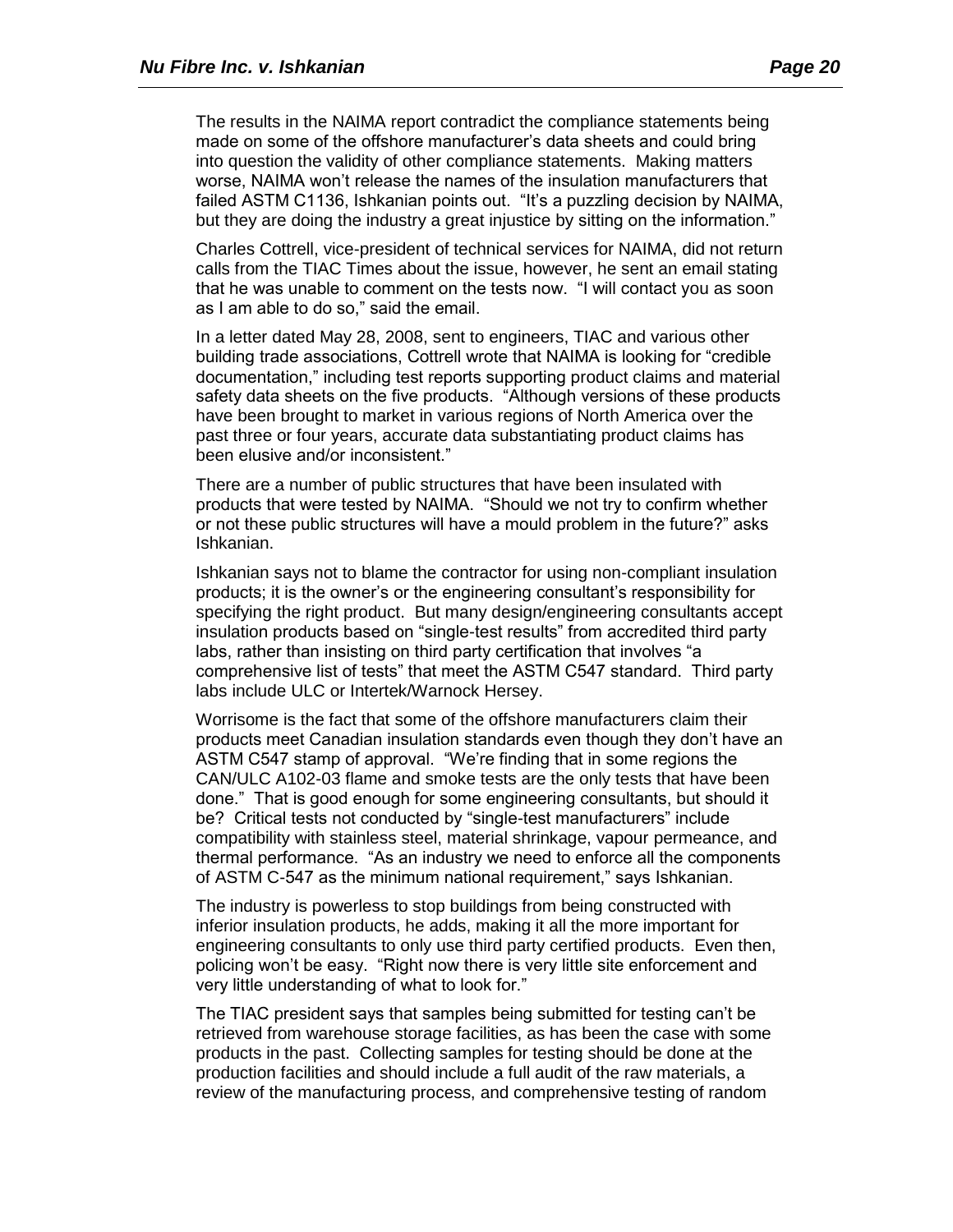The results in the NAIMA report contradict the compliance statements being made on some of the offshore manufacturer's data sheets and could bring into question the validity of other compliance statements. Making matters worse, NAIMA won't release the names of the insulation manufacturers that failed ASTM C1136, Ishkanian points out. "It's a puzzling decision by NAIMA, but they are doing the industry a great injustice by sitting on the information."

Charles Cottrell, vice-president of technical services for NAIMA, did not return calls from the TIAC Times about the issue, however, he sent an email stating that he was unable to comment on the tests now. "I will contact you as soon as I am able to do so," said the email.

In a letter dated May 28, 2008, sent to engineers, TIAC and various other building trade associations, Cottrell wrote that NAIMA is looking for "credible documentation," including test reports supporting product claims and material safety data sheets on the five products. "Although versions of these products have been brought to market in various regions of North America over the past three or four years, accurate data substantiating product claims has been elusive and/or inconsistent."

There are a number of public structures that have been insulated with products that were tested by NAIMA. "Should we not try to confirm whether or not these public structures will have a mould problem in the future?" asks Ishkanian.

Ishkanian says not to blame the contractor for using non-compliant insulation products; it is the owner's or the engineering consultant's responsibility for specifying the right product. But many design/engineering consultants accept insulation products based on "single-test results" from accredited third party labs, rather than insisting on third party certification that involves "a comprehensive list of tests" that meet the ASTM C547 standard. Third party labs include ULC or Intertek/Warnock Hersey.

Worrisome is the fact that some of the offshore manufacturers claim their products meet Canadian insulation standards even though they don't have an ASTM C547 stamp of approval. "We're finding that in some regions the CAN/ULC A102-03 flame and smoke tests are the only tests that have been done." That is good enough for some engineering consultants, but should it be? Critical tests not conducted by "single-test manufacturers" include compatibility with stainless steel, material shrinkage, vapour permeance, and thermal performance. "As an industry we need to enforce all the components of ASTM C-547 as the minimum national requirement," says Ishkanian.

The industry is powerless to stop buildings from being constructed with inferior insulation products, he adds, making it all the more important for engineering consultants to only use third party certified products. Even then, policing won't be easy. "Right now there is very little site enforcement and very little understanding of what to look for."

The TIAC president says that samples being submitted for testing can't be retrieved from warehouse storage facilities, as has been the case with some products in the past. Collecting samples for testing should be done at the production facilities and should include a full audit of the raw materials, a review of the manufacturing process, and comprehensive testing of random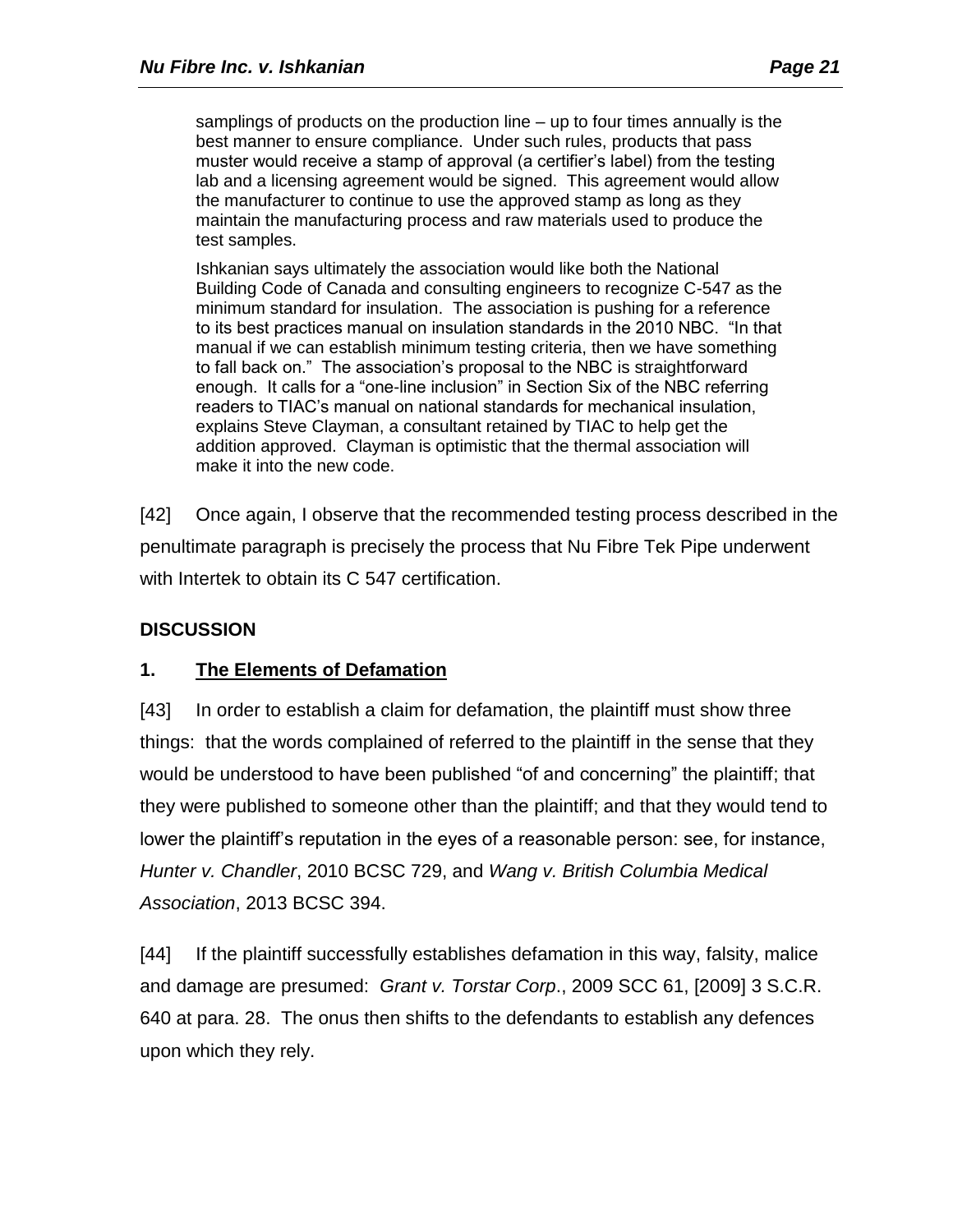> samplings of products on the production line – up to four times annually is the best manner to ensure compliance. Under such rules, products that pass muster would receive a stamp of approval (a certifier's label) from the testing lab and a licensing agreement would be signed. This agreement would allow the manufacturer to continue to use the approved stamp as long as they maintain the manufacturing process and raw materials used to produce the test samples.
>
> Ishkanian says ultimately the association would like both the National Building Code of Canada and consulting engineers to recognize C-547 as the minimum standard for insulation. The association is pushing for a reference to its best practices manual on insulation standards in the 2010 NBC. "In that manual if we can establish minimum testing criteria, then we have something to fall back on." The association's proposal to the NBC is straightforward enough. It calls for a "one-line inclusion" in Section Six of the NBC referring readers to TIAC's manual on national standards for mechanical insulation, explains Steve Clayman, a consultant retained by TIAC to help get the addition approved. Clayman is optimistic that the thermal association will make it into the new code.

[42] Once again, I observe that the recommended testing process described in the penultimate paragraph is precisely the process that Nu Fibre Tek Pipe underwent with Intertek to obtain its C 547 certification.

## DISCUSSION

### 1. The Elements of Defamation

[43] In order to establish a claim for defamation, the plaintiff must show three things: that the words complained of referred to the plaintiff in the sense that they would be understood to have been published "of and concerning" the plaintiff; that they were published to someone other than the plaintiff; and that they would tend to lower the plaintiff's reputation in the eyes of a reasonable person: see, for instance, *Hunter v. Chandler*, 2010 BCSC 729, and *Wang v. British Columbia Medical Association*, 2013 BCSC 394.

[44] If the plaintiff successfully establishes defamation in this way, falsity, malice and damage are presumed: *Grant v. Torstar Corp*., 2009 SCC 61, [2009] 3 S.C.R. 640 at para. 28. The onus then shifts to the defendants to establish any defences upon which they rely.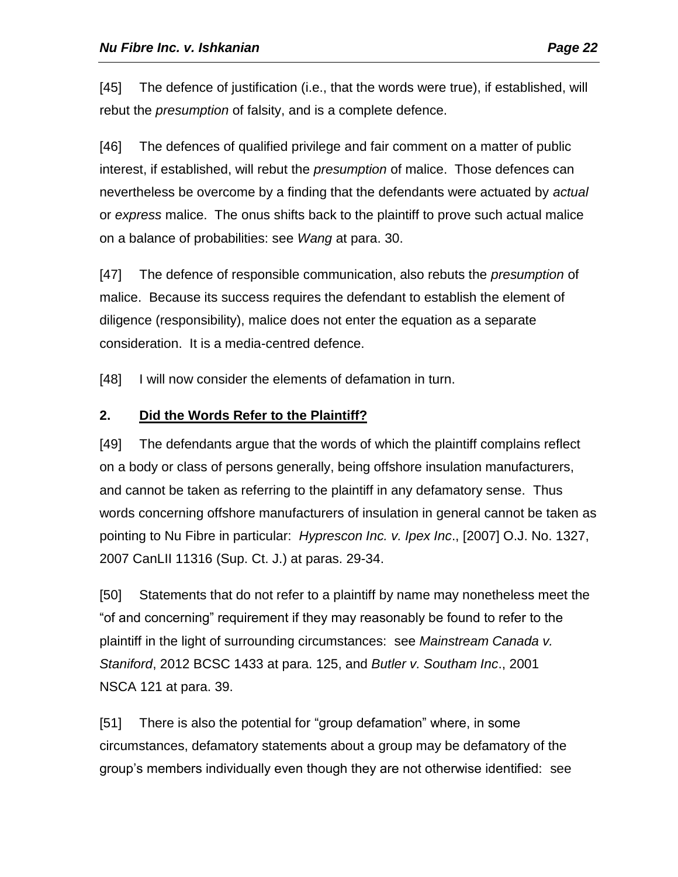[45] The defence of justification (i.e., that the words were true), if established, will rebut the *presumption* of falsity, and is a complete defence.

[46] The defences of qualified privilege and fair comment on a matter of public interest, if established, will rebut the *presumption* of malice. Those defences can nevertheless be overcome by a finding that the defendants were actuated by *actual* or *express* malice. The onus shifts back to the plaintiff to prove such actual malice on a balance of probabilities: see *Wang* at para. 30.

[47] The defence of responsible communication, also rebuts the *presumption* of malice. Because its success requires the defendant to establish the element of diligence (responsibility), malice does not enter the equation as a separate consideration. It is a media-centred defence.

[48] I will now consider the elements of defamation in turn.

### 2. Did the Words Refer to the Plaintiff?

[49] The defendants argue that the words of which the plaintiff complains reflect on a body or class of persons generally, being offshore insulation manufacturers, and cannot be taken as referring to the plaintiff in any defamatory sense. Thus words concerning offshore manufacturers of insulation in general cannot be taken as pointing to Nu Fibre in particular: *Hyprescon Inc. v. Ipex Inc*., [2007] O.J. No. 1327, 2007 CanLII 11316 (Sup. Ct. J.) at paras. 29-34.

[50] Statements that do not refer to a plaintiff by name may nonetheless meet the "of and concerning" requirement if they may reasonably be found to refer to the plaintiff in the light of surrounding circumstances: see *Mainstream Canada v. Staniford*, 2012 BCSC 1433 at para. 125, and *Butler v. Southam Inc*., 2001 NSCA 121 at para. 39.

[51] There is also the potential for "group defamation" where, in some circumstances, defamatory statements about a group may be defamatory of the group's members individually even though they are not otherwise identified: see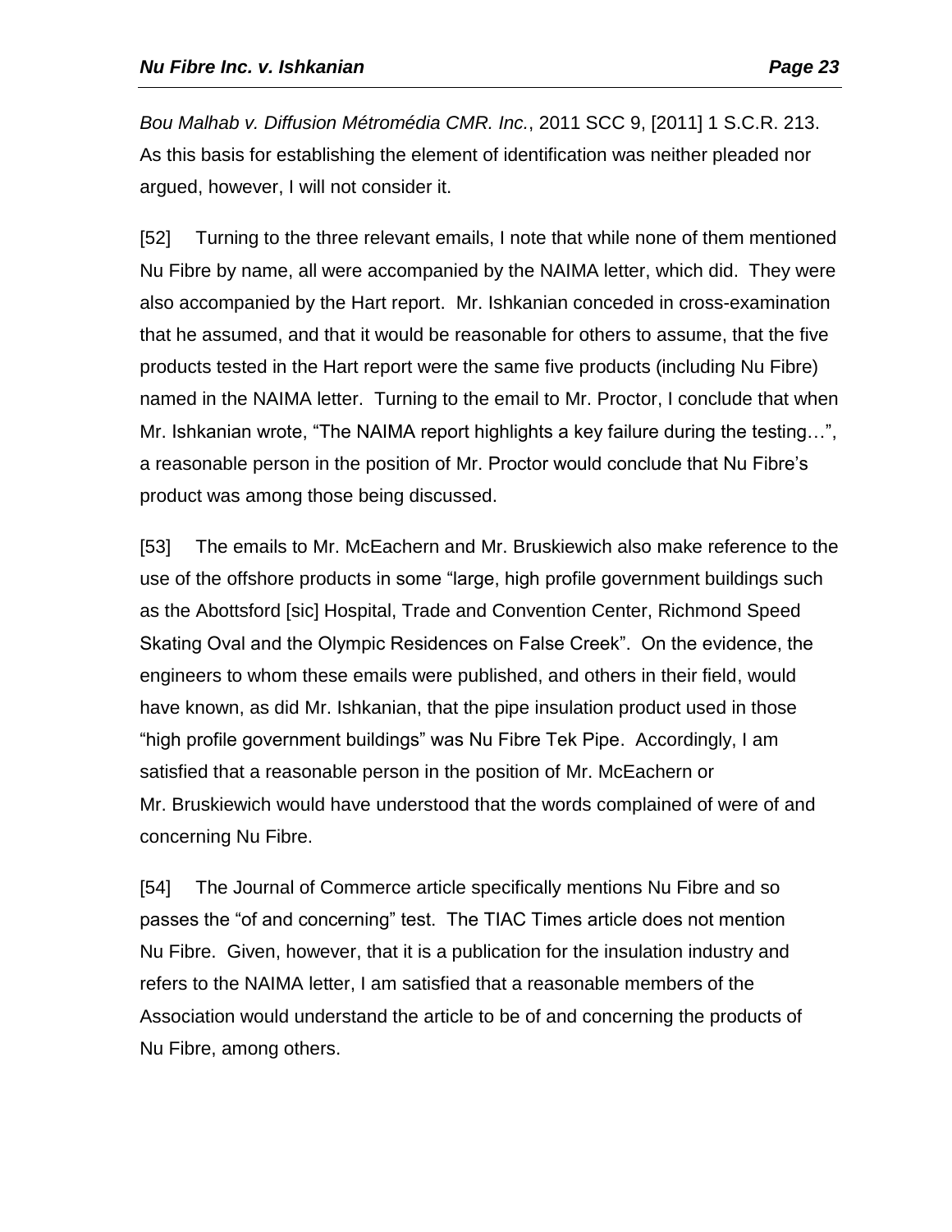*Bou Malhab v. Diffusion Métromédia CMR. Inc.*, 2011 SCC 9, [2011] 1 S.C.R. 213. As this basis for establishing the element of identification was neither pleaded nor argued, however, I will not consider it.

[52] Turning to the three relevant emails, I note that while none of them mentioned Nu Fibre by name, all were accompanied by the NAIMA letter, which did. They were also accompanied by the Hart report. Mr. Ishkanian conceded in cross-examination that he assumed, and that it would be reasonable for others to assume, that the five products tested in the Hart report were the same five products (including Nu Fibre) named in the NAIMA letter. Turning to the email to Mr. Proctor, I conclude that when Mr. Ishkanian wrote, "The NAIMA report highlights a key failure during the testing…", a reasonable person in the position of Mr. Proctor would conclude that Nu Fibre's product was among those being discussed.

[53] The emails to Mr. McEachern and Mr. Bruskiewich also make reference to the use of the offshore products in some "large, high profile government buildings such as the Abottsford [sic] Hospital, Trade and Convention Center, Richmond Speed Skating Oval and the Olympic Residences on False Creek". On the evidence, the engineers to whom these emails were published, and others in their field, would have known, as did Mr. Ishkanian, that the pipe insulation product used in those "high profile government buildings" was Nu Fibre Tek Pipe. Accordingly, I am satisfied that a reasonable person in the position of Mr. McEachern or Mr. Bruskiewich would have understood that the words complained of were of and concerning Nu Fibre.

[54] The Journal of Commerce article specifically mentions Nu Fibre and so passes the "of and concerning" test. The TIAC Times article does not mention Nu Fibre. Given, however, that it is a publication for the insulation industry and refers to the NAIMA letter, I am satisfied that a reasonable members of the Association would understand the article to be of and concerning the products of Nu Fibre, among others.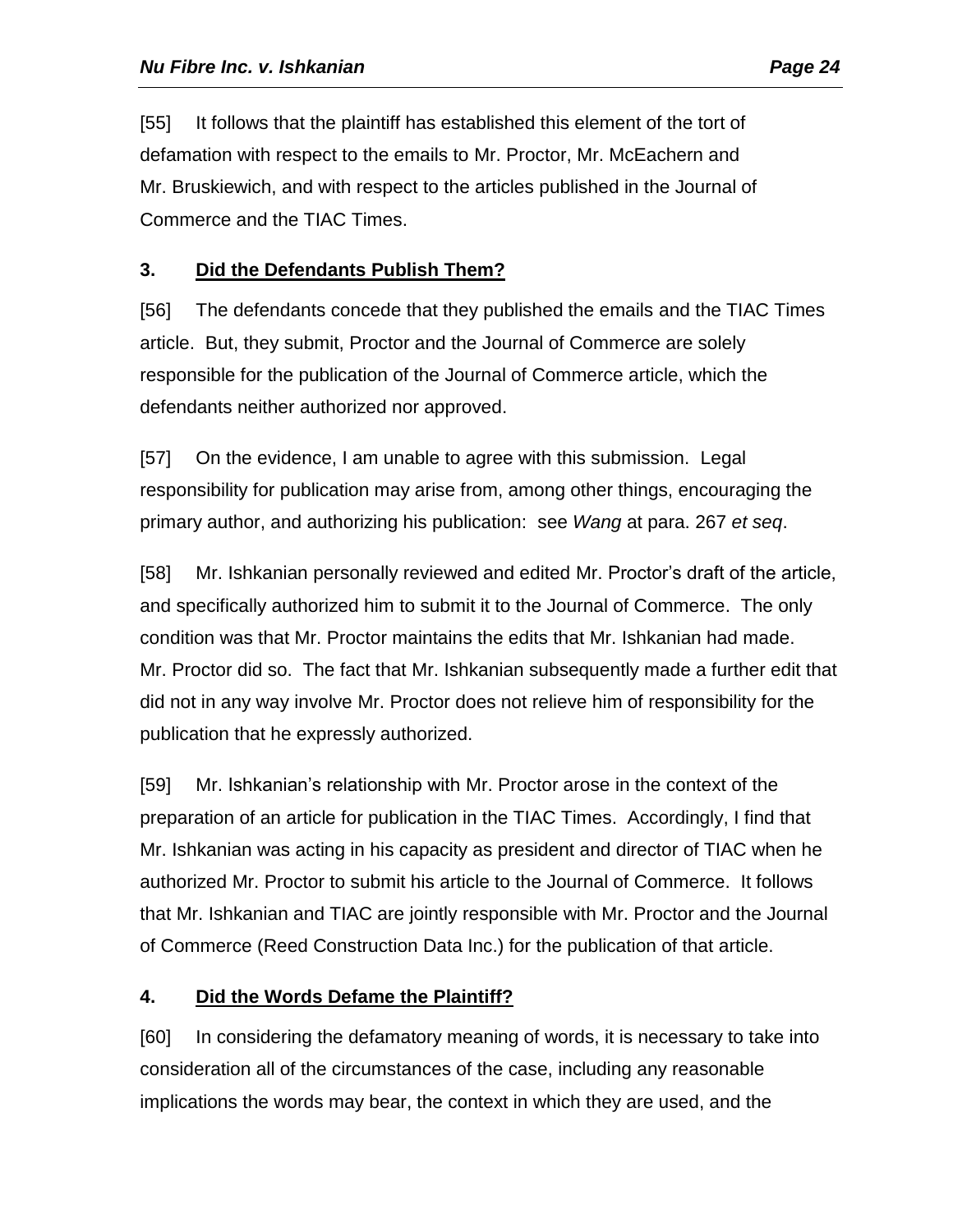[55] It follows that the plaintiff has established this element of the tort of defamation with respect to the emails to Mr. Proctor, Mr. McEachern and Mr. Bruskiewich, and with respect to the articles published in the Journal of Commerce and the TIAC Times.

### 3. Did the Defendants Publish Them?

[56] The defendants concede that they published the emails and the TIAC Times article. But, they submit, Proctor and the Journal of Commerce are solely responsible for the publication of the Journal of Commerce article, which the defendants neither authorized nor approved.

[57] On the evidence, I am unable to agree with this submission. Legal responsibility for publication may arise from, among other things, encouraging the primary author, and authorizing his publication: see *Wang* at para. 267 *et seq*.

[58] Mr. Ishkanian personally reviewed and edited Mr. Proctor's draft of the article, and specifically authorized him to submit it to the Journal of Commerce. The only condition was that Mr. Proctor maintains the edits that Mr. Ishkanian had made. Mr. Proctor did so. The fact that Mr. Ishkanian subsequently made a further edit that did not in any way involve Mr. Proctor does not relieve him of responsibility for the publication that he expressly authorized.

[59] Mr. Ishkanian's relationship with Mr. Proctor arose in the context of the preparation of an article for publication in the TIAC Times. Accordingly, I find that Mr. Ishkanian was acting in his capacity as president and director of TIAC when he authorized Mr. Proctor to submit his article to the Journal of Commerce. It follows that Mr. Ishkanian and TIAC are jointly responsible with Mr. Proctor and the Journal of Commerce (Reed Construction Data Inc.) for the publication of that article.

### 4. Did the Words Defame the Plaintiff?

[60] In considering the defamatory meaning of words, it is necessary to take into consideration all of the circumstances of the case, including any reasonable implications the words may bear, the context in which they are used, and the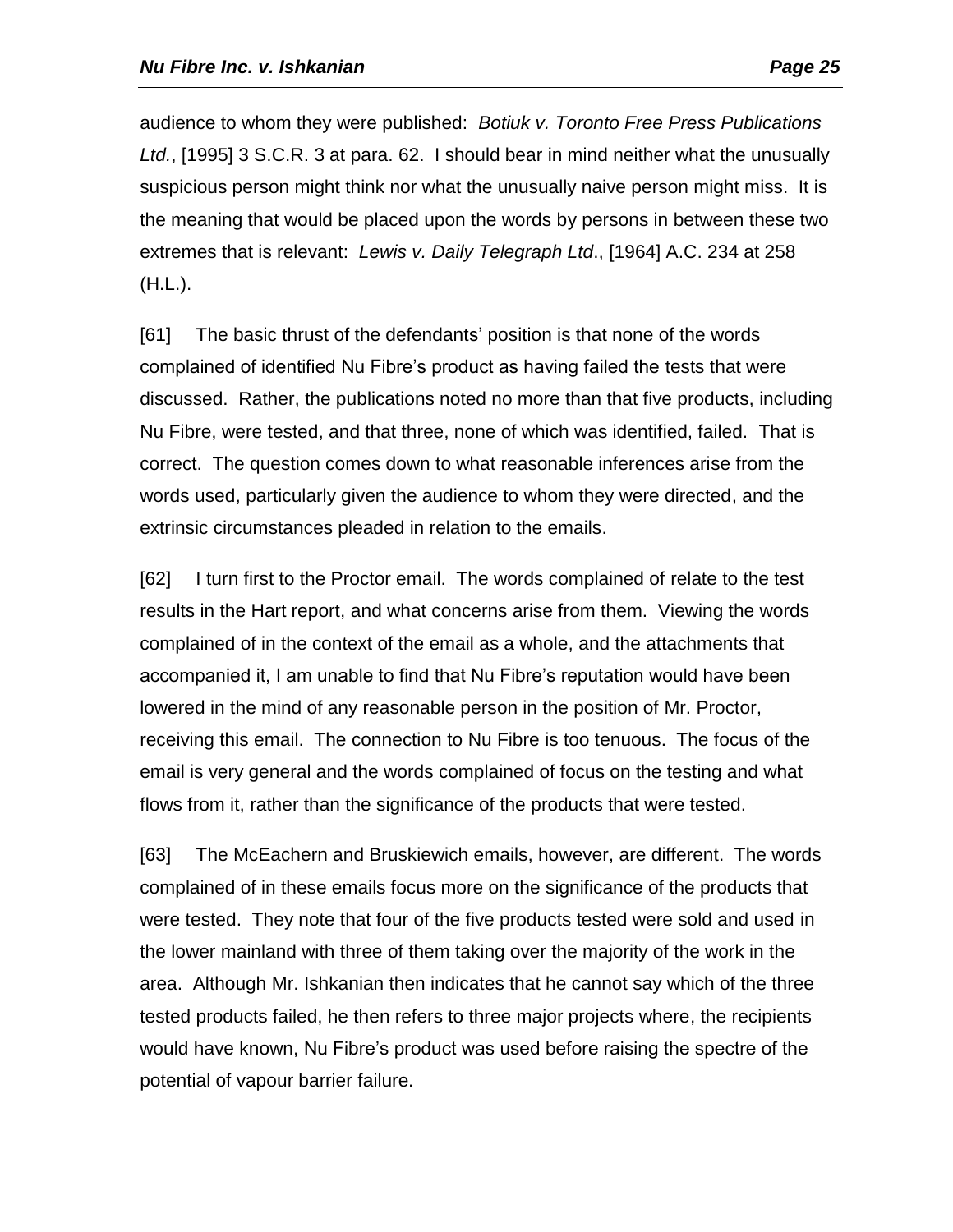audience to whom they were published: *Botiuk v. Toronto Free Press Publications Ltd.*, [1995] 3 S.C.R. 3 at para. 62. I should bear in mind neither what the unusually suspicious person might think nor what the unusually naive person might miss. It is the meaning that would be placed upon the words by persons in between these two extremes that is relevant: *Lewis v. Daily Telegraph Ltd*., [1964] A.C. 234 at 258 (H.L.).

[61] The basic thrust of the defendants' position is that none of the words complained of identified Nu Fibre's product as having failed the tests that were discussed. Rather, the publications noted no more than that five products, including Nu Fibre, were tested, and that three, none of which was identified, failed. That is correct. The question comes down to what reasonable inferences arise from the words used, particularly given the audience to whom they were directed, and the extrinsic circumstances pleaded in relation to the emails.

[62] I turn first to the Proctor email. The words complained of relate to the test results in the Hart report, and what concerns arise from them. Viewing the words complained of in the context of the email as a whole, and the attachments that accompanied it, I am unable to find that Nu Fibre's reputation would have been lowered in the mind of any reasonable person in the position of Mr. Proctor, receiving this email. The connection to Nu Fibre is too tenuous. The focus of the email is very general and the words complained of focus on the testing and what flows from it, rather than the significance of the products that were tested.

[63] The McEachern and Bruskiewich emails, however, are different. The words complained of in these emails focus more on the significance of the products that were tested. They note that four of the five products tested were sold and used in the lower mainland with three of them taking over the majority of the work in the area. Although Mr. Ishkanian then indicates that he cannot say which of the three tested products failed, he then refers to three major projects where, the recipients would have known, Nu Fibre's product was used before raising the spectre of the potential of vapour barrier failure.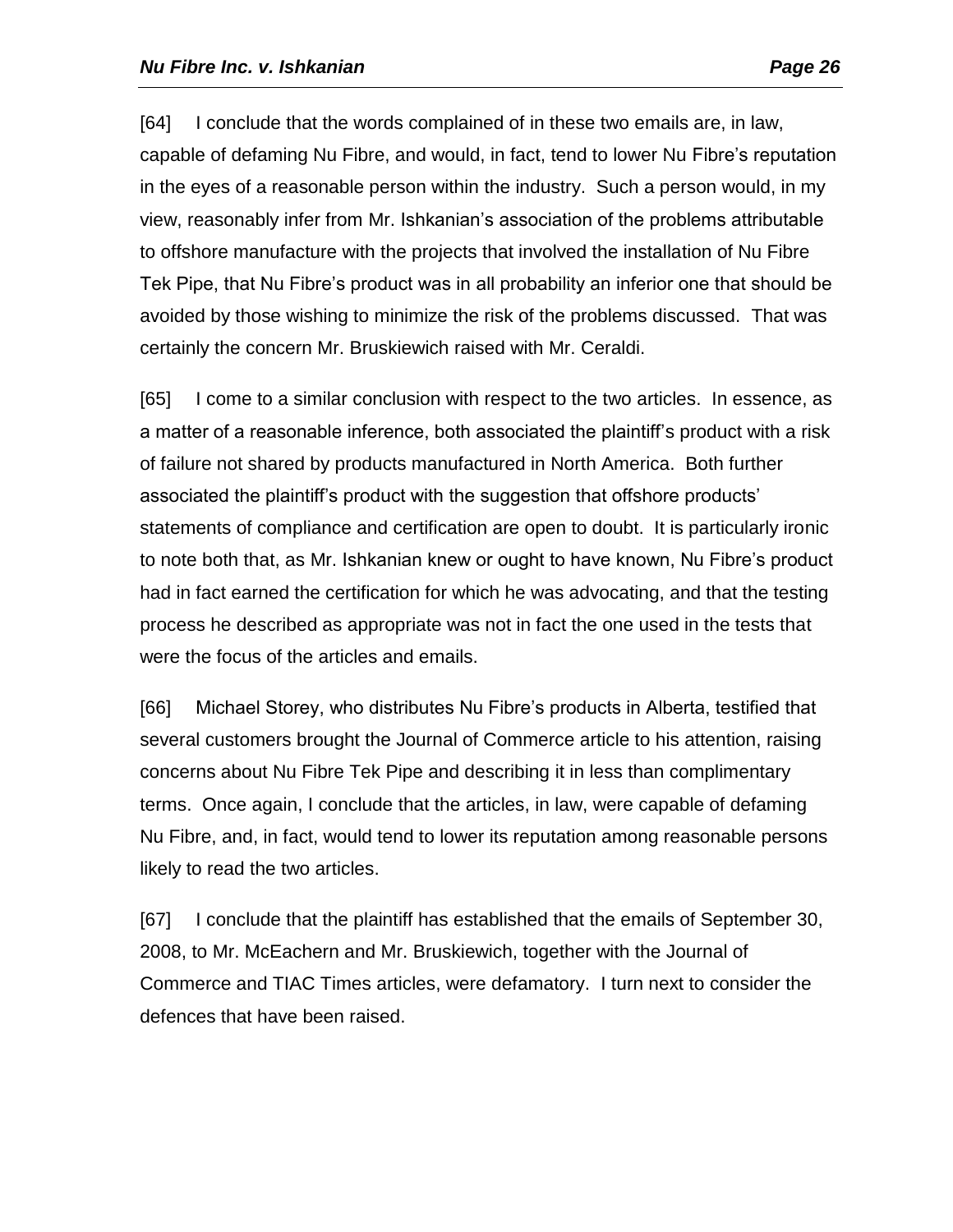[64] I conclude that the words complained of in these two emails are, in law, capable of defaming Nu Fibre, and would, in fact, tend to lower Nu Fibre's reputation in the eyes of a reasonable person within the industry. Such a person would, in my view, reasonably infer from Mr. Ishkanian's association of the problems attributable to offshore manufacture with the projects that involved the installation of Nu Fibre Tek Pipe, that Nu Fibre's product was in all probability an inferior one that should be avoided by those wishing to minimize the risk of the problems discussed. That was certainly the concern Mr. Bruskiewich raised with Mr. Ceraldi.

[65] I come to a similar conclusion with respect to the two articles. In essence, as a matter of a reasonable inference, both associated the plaintiff's product with a risk of failure not shared by products manufactured in North America. Both further associated the plaintiff's product with the suggestion that offshore products' statements of compliance and certification are open to doubt. It is particularly ironic to note both that, as Mr. Ishkanian knew or ought to have known, Nu Fibre's product had in fact earned the certification for which he was advocating, and that the testing process he described as appropriate was not in fact the one used in the tests that were the focus of the articles and emails.

[66] Michael Storey, who distributes Nu Fibre's products in Alberta, testified that several customers brought the Journal of Commerce article to his attention, raising concerns about Nu Fibre Tek Pipe and describing it in less than complimentary terms. Once again, I conclude that the articles, in law, were capable of defaming Nu Fibre, and, in fact, would tend to lower its reputation among reasonable persons likely to read the two articles.

[67] I conclude that the plaintiff has established that the emails of September 30, 2008, to Mr. McEachern and Mr. Bruskiewich, together with the Journal of Commerce and TIAC Times articles, were defamatory. I turn next to consider the defences that have been raised.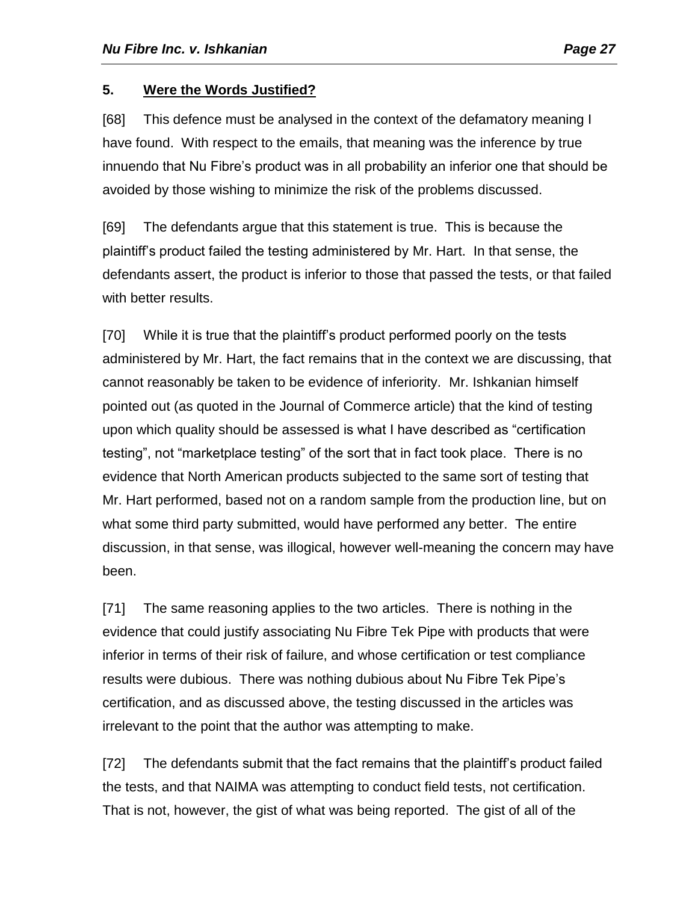### 5. <u>Were the Words Justified?</u>

[68] This defence must be analysed in the context of the defamatory meaning I have found. With respect to the emails, that meaning was the inference by true innuendo that Nu Fibre's product was in all probability an inferior one that should be avoided by those wishing to minimize the risk of the problems discussed.

[69] The defendants argue that this statement is true. This is because the plaintiff's product failed the testing administered by Mr. Hart. In that sense, the defendants assert, the product is inferior to those that passed the tests, or that failed with better results.

[70] While it is true that the plaintiff's product performed poorly on the tests administered by Mr. Hart, the fact remains that in the context we are discussing, that cannot reasonably be taken to be evidence of inferiority. Mr. Ishkanian himself pointed out (as quoted in the Journal of Commerce article) that the kind of testing upon which quality should be assessed is what I have described as "certification testing", not "marketplace testing" of the sort that in fact took place. There is no evidence that North American products subjected to the same sort of testing that Mr. Hart performed, based not on a random sample from the production line, but on what some third party submitted, would have performed any better. The entire discussion, in that sense, was illogical, however well-meaning the concern may have been.

[71] The same reasoning applies to the two articles. There is nothing in the evidence that could justify associating Nu Fibre Tek Pipe with products that were inferior in terms of their risk of failure, and whose certification or test compliance results were dubious. There was nothing dubious about Nu Fibre Tek Pipe's certification, and as discussed above, the testing discussed in the articles was irrelevant to the point that the author was attempting to make.

[72] The defendants submit that the fact remains that the plaintiff's product failed the tests, and that NAIMA was attempting to conduct field tests, not certification. That is not, however, the gist of what was being reported. The gist of all of the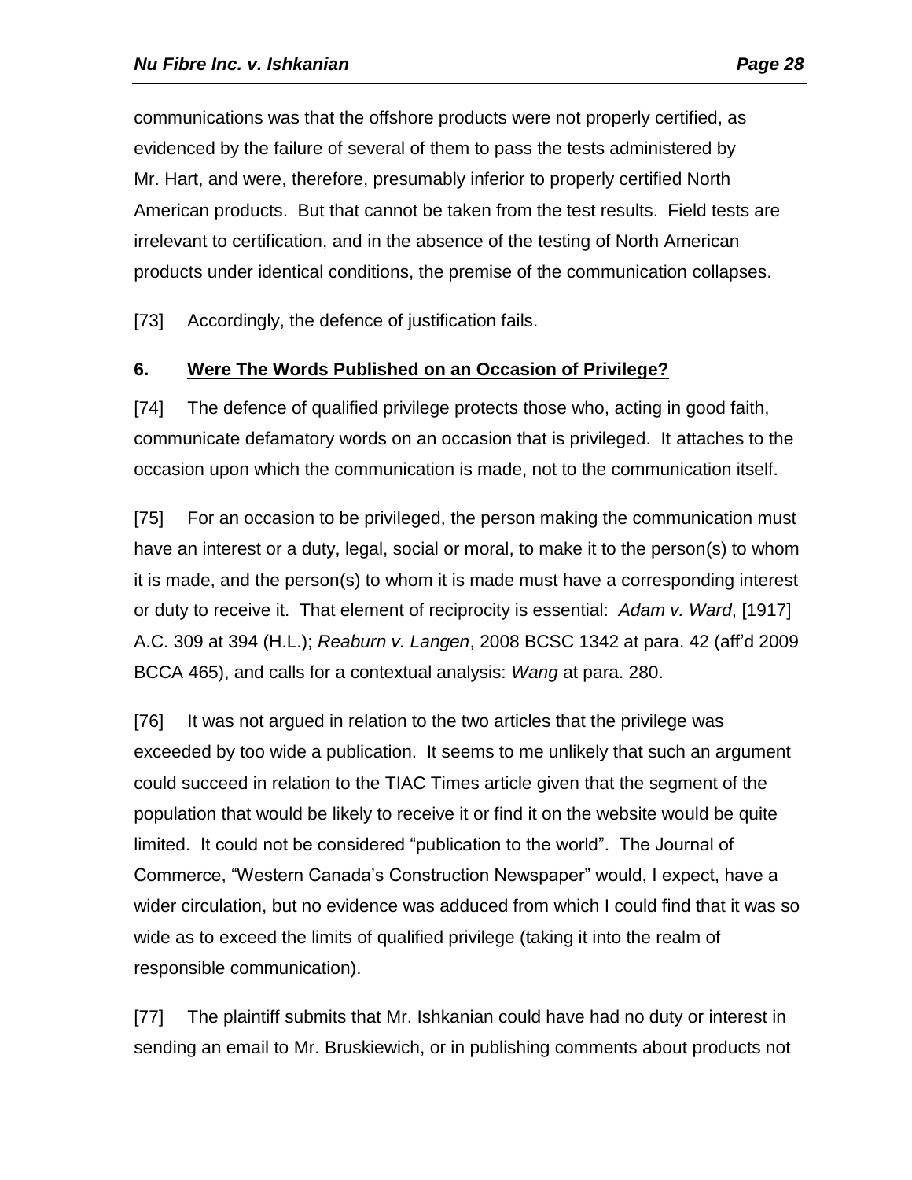communications was that the offshore products were not properly certified, as evidenced by the failure of several of them to pass the tests administered by Mr. Hart, and were, therefore, presumably inferior to properly certified North American products. But that cannot be taken from the test results. Field tests are irrelevant to certification, and in the absence of the testing of North American products under identical conditions, the premise of the communication collapses.

[73] Accordingly, the defence of justification fails.

### 6. <u>Were The Words Published on an Occasion of Privilege?</u>

[74] The defence of qualified privilege protects those who, acting in good faith, communicate defamatory words on an occasion that is privileged. It attaches to the occasion upon which the communication is made, not to the communication itself.

[75] For an occasion to be privileged, the person making the communication must have an interest or a duty, legal, social or moral, to make it to the person(s) to whom it is made, and the person(s) to whom it is made must have a corresponding interest or duty to receive it. That element of reciprocity is essential: *Adam v. Ward*, [1917] A.C. 309 at 394 (H.L.); *Reaburn v. Langen*, 2008 BCSC 1342 at para. 42 (aff'd 2009 BCCA 465), and calls for a contextual analysis: *Wang* at para. 280.

[76] It was not argued in relation to the two articles that the privilege was exceeded by too wide a publication. It seems to me unlikely that such an argument could succeed in relation to the TIAC Times article given that the segment of the population that would be likely to receive it or find it on the website would be quite limited. It could not be considered "publication to the world". The Journal of Commerce, "Western Canada's Construction Newspaper" would, I expect, have a wider circulation, but no evidence was adduced from which I could find that it was so wide as to exceed the limits of qualified privilege (taking it into the realm of responsible communication).

[77] The plaintiff submits that Mr. Ishkanian could have had no duty or interest in sending an email to Mr. Bruskiewich, or in publishing comments about products not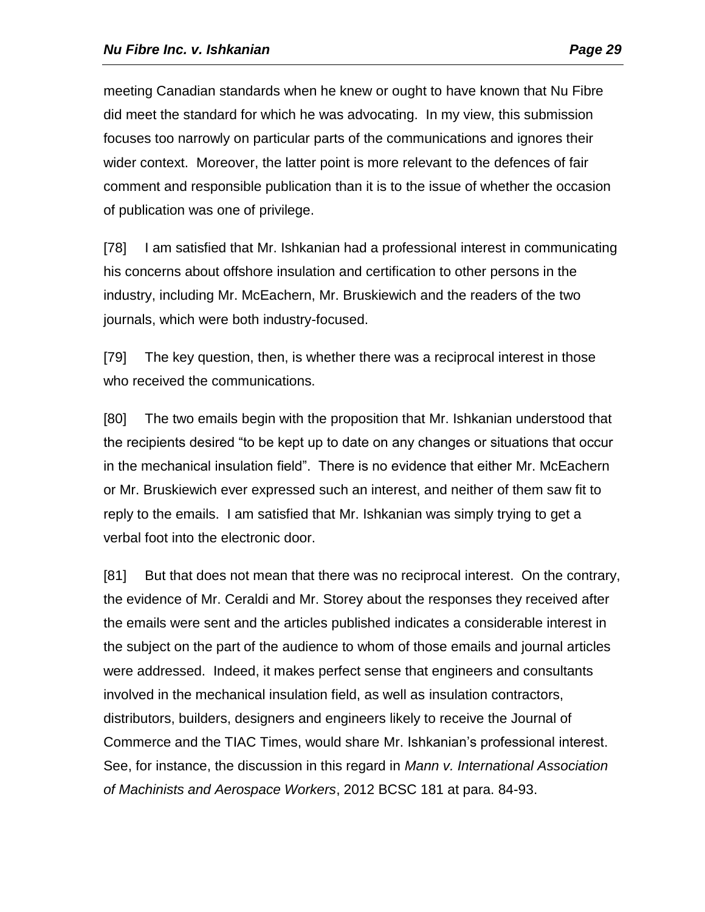meeting Canadian standards when he knew or ought to have known that Nu Fibre did meet the standard for which he was advocating. In my view, this submission focuses too narrowly on particular parts of the communications and ignores their wider context. Moreover, the latter point is more relevant to the defences of fair comment and responsible publication than it is to the issue of whether the occasion of publication was one of privilege.

[78] I am satisfied that Mr. Ishkanian had a professional interest in communicating his concerns about offshore insulation and certification to other persons in the industry, including Mr. McEachern, Mr. Bruskiewich and the readers of the two journals, which were both industry-focused.

[79] The key question, then, is whether there was a reciprocal interest in those who received the communications.

[80] The two emails begin with the proposition that Mr. Ishkanian understood that the recipients desired "to be kept up to date on any changes or situations that occur in the mechanical insulation field". There is no evidence that either Mr. McEachern or Mr. Bruskiewich ever expressed such an interest, and neither of them saw fit to reply to the emails. I am satisfied that Mr. Ishkanian was simply trying to get a verbal foot into the electronic door.

[81] But that does not mean that there was no reciprocal interest. On the contrary, the evidence of Mr. Ceraldi and Mr. Storey about the responses they received after the emails were sent and the articles published indicates a considerable interest in the subject on the part of the audience to whom of those emails and journal articles were addressed. Indeed, it makes perfect sense that engineers and consultants involved in the mechanical insulation field, as well as insulation contractors, distributors, builders, designers and engineers likely to receive the Journal of Commerce and the TIAC Times, would share Mr. Ishkanian's professional interest. See, for instance, the discussion in this regard in *Mann v. International Association of Machinists and Aerospace Workers*, 2012 BCSC 181 at para. 84-93.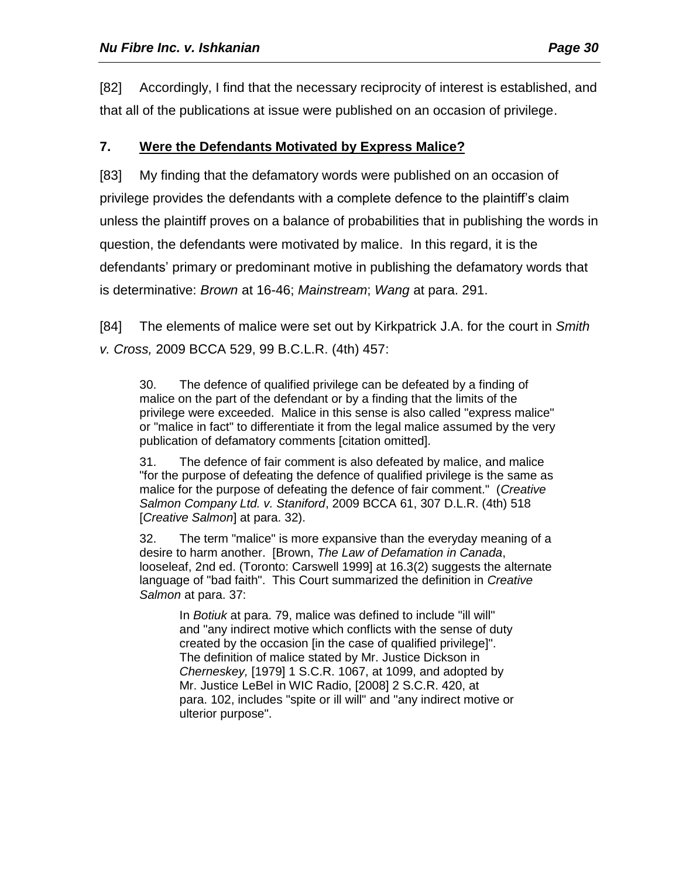[82] Accordingly, I find that the necessary reciprocity of interest is established, and that all of the publications at issue were published on an occasion of privilege.

### 7. <u>Were the Defendants Motivated by Express Malice?</u>

[83] My finding that the defamatory words were published on an occasion of privilege provides the defendants with a complete defence to the plaintiff's claim unless the plaintiff proves on a balance of probabilities that in publishing the words in question, the defendants were motivated by malice. In this regard, it is the defendants' primary or predominant motive in publishing the defamatory words that is determinative: *Brown* at 16-46; *Mainstream*; *Wang* at para. 291.

[84] The elements of malice were set out by Kirkpatrick J.A. for the court in *Smith v. Cross,* 2009 BCCA 529, 99 B.C.L.R. (4th) 457:

> 30. The defence of qualified privilege can be defeated by a finding of malice on the part of the defendant or by a finding that the limits of the privilege were exceeded. Malice in this sense is also called "express malice" or "malice in fact" to differentiate it from the legal malice assumed by the very publication of defamatory comments [citation omitted].
>
> 31. The defence of fair comment is also defeated by malice, and malice "for the purpose of defeating the defence of qualified privilege is the same as malice for the purpose of defeating the defence of fair comment." (*Creative Salmon Company Ltd. v. Staniford*, 2009 BCCA 61, 307 D.L.R. (4th) 518 [*Creative Salmon*] at para. 32).
>
> 32. The term "malice" is more expansive than the everyday meaning of a desire to harm another. [Brown, *The Law of Defamation in Canada*, looseleaf, 2nd ed. (Toronto: Carswell 1999] at 16.3(2) suggests the alternate language of "bad faith". This Court summarized the definition in *Creative Salmon* at para. 37:
>
>> In *Botiuk* at para. 79, malice was defined to include "ill will" and "any indirect motive which conflicts with the sense of duty created by the occasion [in the case of qualified privilege]". The definition of malice stated by Mr. Justice Dickson in *Cherneskey,* [1979] 1 S.C.R. 1067, at 1099, and adopted by Mr. Justice LeBel in WIC Radio, [2008] 2 S.C.R. 420, at para. 102, includes "spite or ill will" and "any indirect motive or ulterior purpose".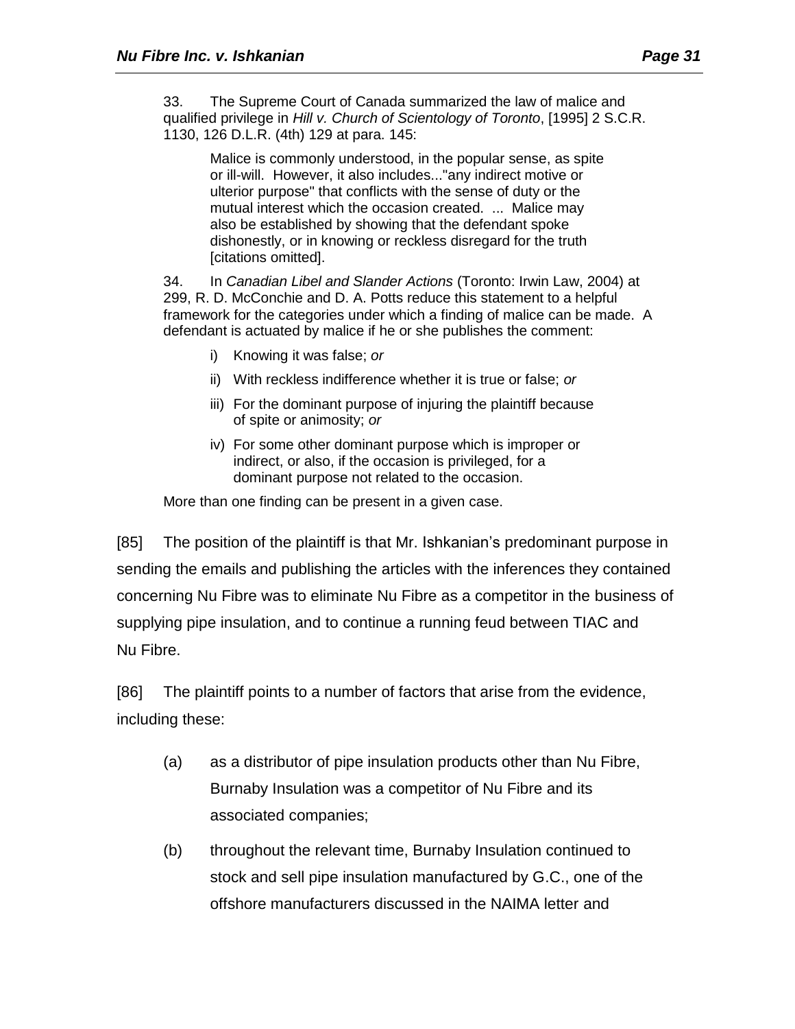> 33. The Supreme Court of Canada summarized the law of malice and qualified privilege in *Hill v. Church of Scientology of Toronto*, [1995] 2 S.C.R. 1130, 126 D.L.R. (4th) 129 at para. 145:
>
> > Malice is commonly understood, in the popular sense, as spite or ill-will. However, it also includes..."any indirect motive or ulterior purpose" that conflicts with the sense of duty or the mutual interest which the occasion created. ... Malice may also be established by showing that the defendant spoke dishonestly, or in knowing or reckless disregard for the truth [citations omitted].
>
> 34. In *Canadian Libel and Slander Actions* (Toronto: Irwin Law, 2004) at 299, R. D. McConchie and D. A. Potts reduce this statement to a helpful framework for the categories under which a finding of malice can be made. A defendant is actuated by malice if he or she publishes the comment:
>
> i) Knowing it was false; *or*
>
> ii) With reckless indifference whether it is true or false; *or*
>
> iii) For the dominant purpose of injuring the plaintiff because of spite or animosity; *or*
>
> iv) For some other dominant purpose which is improper or indirect, or also, if the occasion is privileged, for a dominant purpose not related to the occasion.
>
> More than one finding can be present in a given case.

[85] The position of the plaintiff is that Mr. Ishkanian's predominant purpose in sending the emails and publishing the articles with the inferences they contained concerning Nu Fibre was to eliminate Nu Fibre as a competitor in the business of supplying pipe insulation, and to continue a running feud between TIAC and Nu Fibre.

[86] The plaintiff points to a number of factors that arise from the evidence, including these:

(a) as a distributor of pipe insulation products other than Nu Fibre, Burnaby Insulation was a competitor of Nu Fibre and its associated companies;

(b) throughout the relevant time, Burnaby Insulation continued to stock and sell pipe insulation manufactured by G.C., one of the offshore manufacturers discussed in the NAIMA letter and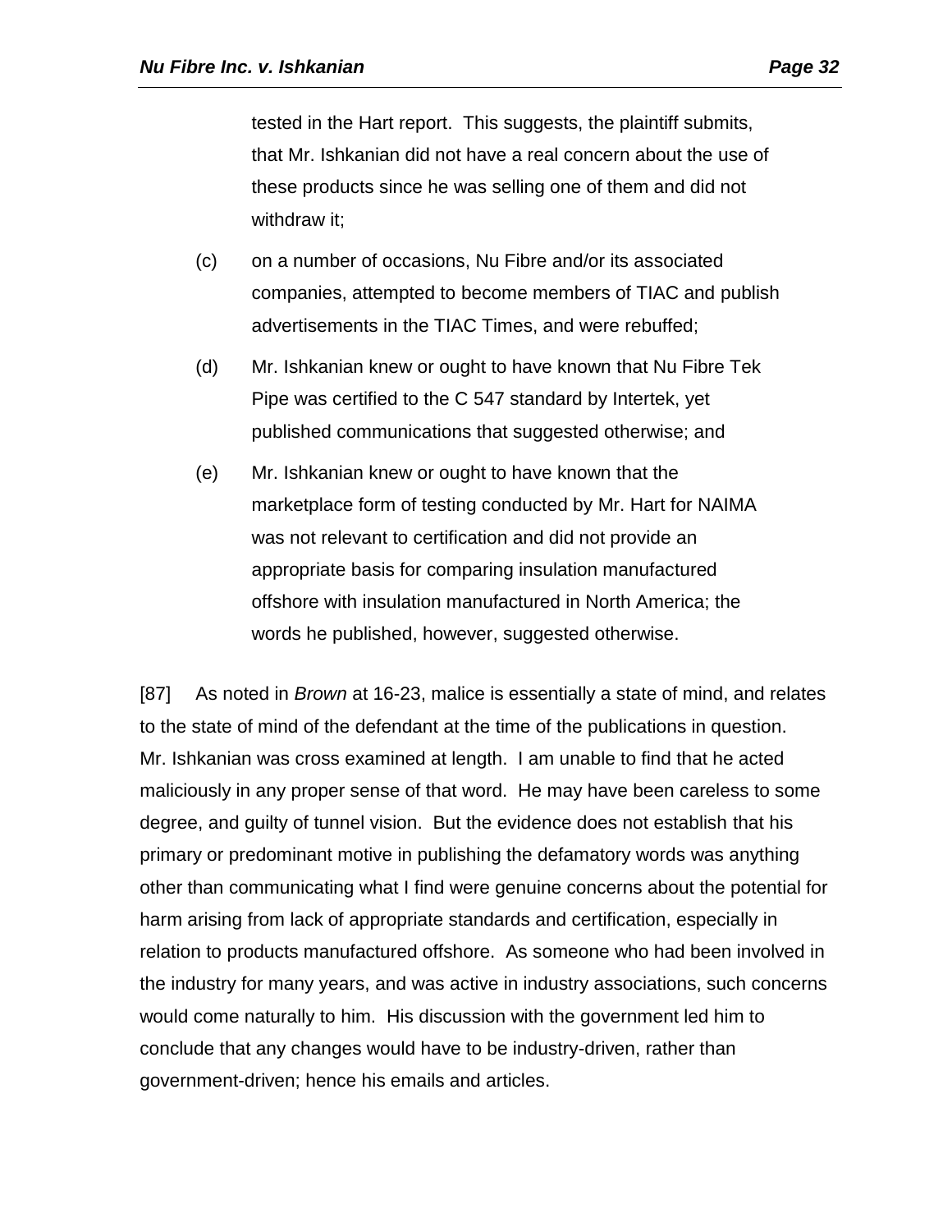tested in the Hart report. This suggests, the plaintiff submits, that Mr. Ishkanian did not have a real concern about the use of these products since he was selling one of them and did not withdraw it;

(c) on a number of occasions, Nu Fibre and/or its associated companies, attempted to become members of TIAC and publish advertisements in the TIAC Times, and were rebuffed;

(d) Mr. Ishkanian knew or ought to have known that Nu Fibre Tek Pipe was certified to the C 547 standard by Intertek, yet published communications that suggested otherwise; and

(e) Mr. Ishkanian knew or ought to have known that the marketplace form of testing conducted by Mr. Hart for NAIMA was not relevant to certification and did not provide an appropriate basis for comparing insulation manufactured offshore with insulation manufactured in North America; the words he published, however, suggested otherwise.

[87] As noted in *Brown* at 16-23, malice is essentially a state of mind, and relates to the state of mind of the defendant at the time of the publications in question. Mr. Ishkanian was cross examined at length. I am unable to find that he acted maliciously in any proper sense of that word. He may have been careless to some degree, and guilty of tunnel vision. But the evidence does not establish that his primary or predominant motive in publishing the defamatory words was anything other than communicating what I find were genuine concerns about the potential for harm arising from lack of appropriate standards and certification, especially in relation to products manufactured offshore. As someone who had been involved in the industry for many years, and was active in industry associations, such concerns would come naturally to him. His discussion with the government led him to conclude that any changes would have to be industry-driven, rather than government-driven; hence his emails and articles.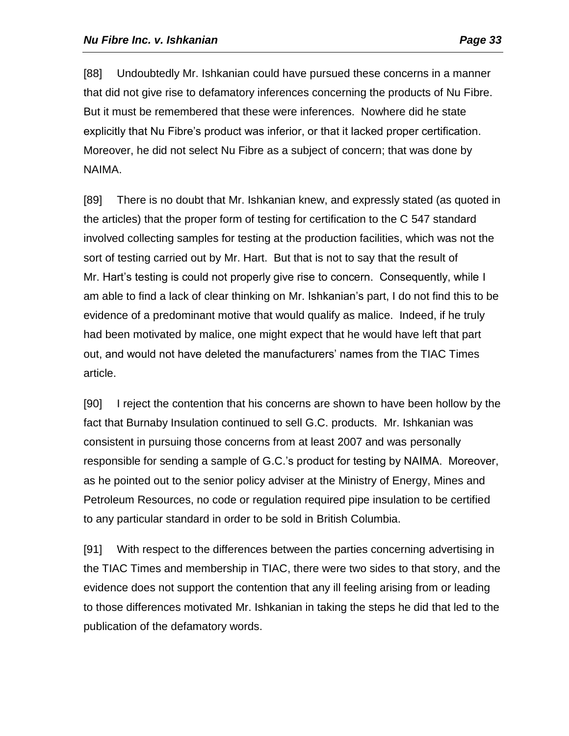[88] Undoubtedly Mr. Ishkanian could have pursued these concerns in a manner that did not give rise to defamatory inferences concerning the products of Nu Fibre. But it must be remembered that these were inferences. Nowhere did he state explicitly that Nu Fibre's product was inferior, or that it lacked proper certification. Moreover, he did not select Nu Fibre as a subject of concern; that was done by NAIMA.

[89] There is no doubt that Mr. Ishkanian knew, and expressly stated (as quoted in the articles) that the proper form of testing for certification to the C 547 standard involved collecting samples for testing at the production facilities, which was not the sort of testing carried out by Mr. Hart. But that is not to say that the result of Mr. Hart's testing is could not properly give rise to concern. Consequently, while I am able to find a lack of clear thinking on Mr. Ishkanian's part, I do not find this to be evidence of a predominant motive that would qualify as malice. Indeed, if he truly had been motivated by malice, one might expect that he would have left that part out, and would not have deleted the manufacturers' names from the TIAC Times article.

[90] I reject the contention that his concerns are shown to have been hollow by the fact that Burnaby Insulation continued to sell G.C. products. Mr. Ishkanian was consistent in pursuing those concerns from at least 2007 and was personally responsible for sending a sample of G.C.'s product for testing by NAIMA. Moreover, as he pointed out to the senior policy adviser at the Ministry of Energy, Mines and Petroleum Resources, no code or regulation required pipe insulation to be certified to any particular standard in order to be sold in British Columbia.

[91] With respect to the differences between the parties concerning advertising in the TIAC Times and membership in TIAC, there were two sides to that story, and the evidence does not support the contention that any ill feeling arising from or leading to those differences motivated Mr. Ishkanian in taking the steps he did that led to the publication of the defamatory words.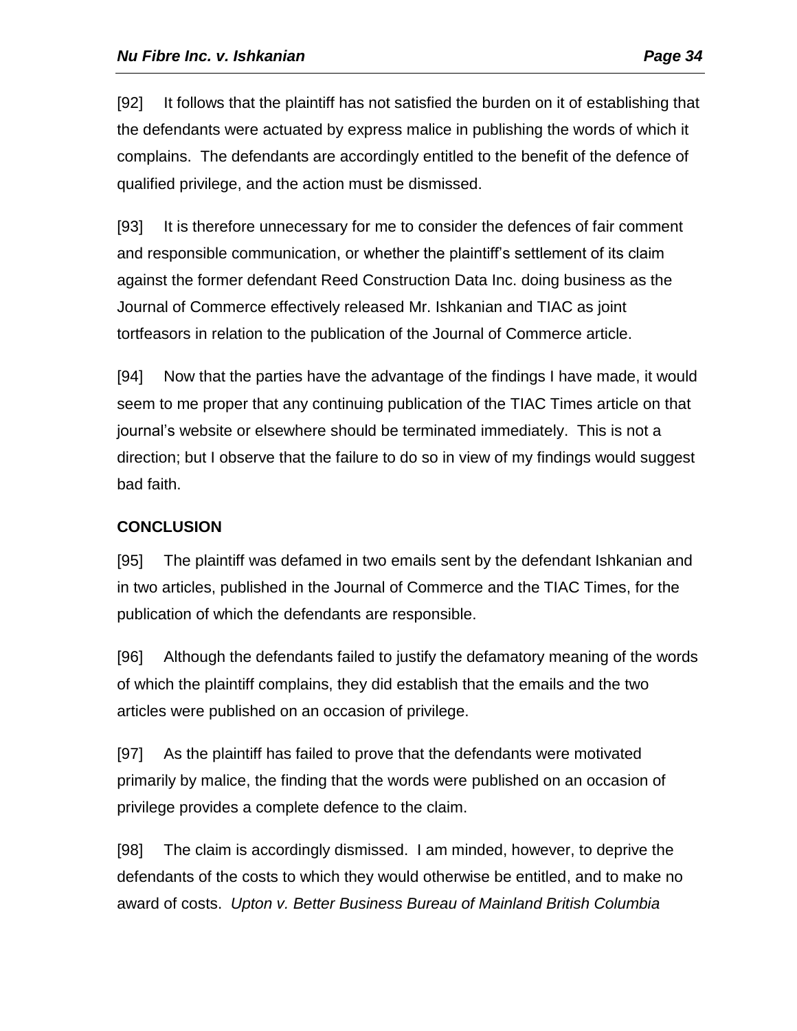[92] It follows that the plaintiff has not satisfied the burden on it of establishing that the defendants were actuated by express malice in publishing the words of which it complains. The defendants are accordingly entitled to the benefit of the defence of qualified privilege, and the action must be dismissed.

[93] It is therefore unnecessary for me to consider the defences of fair comment and responsible communication, or whether the plaintiff's settlement of its claim against the former defendant Reed Construction Data Inc. doing business as the Journal of Commerce effectively released Mr. Ishkanian and TIAC as joint tortfeasors in relation to the publication of the Journal of Commerce article.

[94] Now that the parties have the advantage of the findings I have made, it would seem to me proper that any continuing publication of the TIAC Times article on that journal's website or elsewhere should be terminated immediately. This is not a direction; but I observe that the failure to do so in view of my findings would suggest bad faith.

## CONCLUSION

[95] The plaintiff was defamed in two emails sent by the defendant Ishkanian and in two articles, published in the Journal of Commerce and the TIAC Times, for the publication of which the defendants are responsible.

[96] Although the defendants failed to justify the defamatory meaning of the words of which the plaintiff complains, they did establish that the emails and the two articles were published on an occasion of privilege.

[97] As the plaintiff has failed to prove that the defendants were motivated primarily by malice, the finding that the words were published on an occasion of privilege provides a complete defence to the claim.

[98] The claim is accordingly dismissed. I am minded, however, to deprive the defendants of the costs to which they would otherwise be entitled, and to make no award of costs. *Upton v. Better Business Bureau of Mainland British Columbia*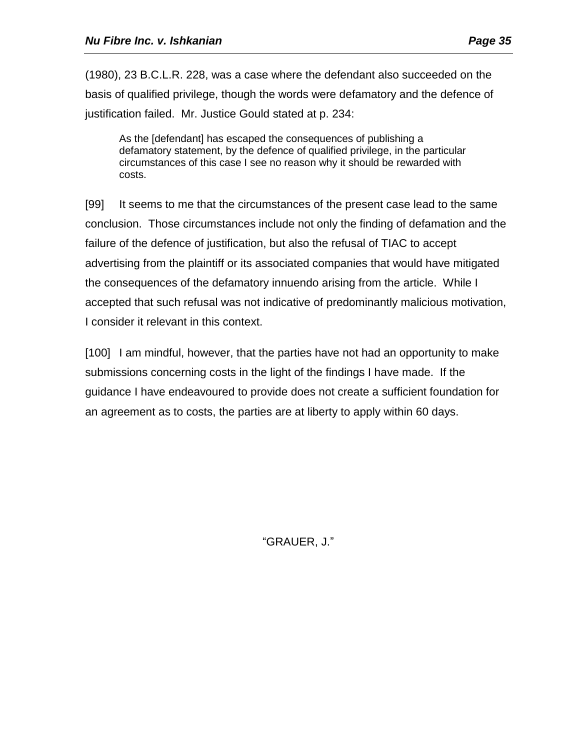(1980), 23 B.C.L.R. 228, was a case where the defendant also succeeded on the basis of qualified privilege, though the words were defamatory and the defence of justification failed. Mr. Justice Gould stated at p. 234:

> As the [defendant] has escaped the consequences of publishing a defamatory statement, by the defence of qualified privilege, in the particular circumstances of this case I see no reason why it should be rewarded with costs.

[99] It seems to me that the circumstances of the present case lead to the same conclusion. Those circumstances include not only the finding of defamation and the failure of the defence of justification, but also the refusal of TIAC to accept advertising from the plaintiff or its associated companies that would have mitigated the consequences of the defamatory innuendo arising from the article. While I accepted that such refusal was not indicative of predominantly malicious motivation, I consider it relevant in this context.

[100] I am mindful, however, that the parties have not had an opportunity to make submissions concerning costs in the light of the findings I have made. If the guidance I have endeavoured to provide does not create a sufficient foundation for an agreement as to costs, the parties are at liberty to apply within 60 days.

"GRAUER, J."